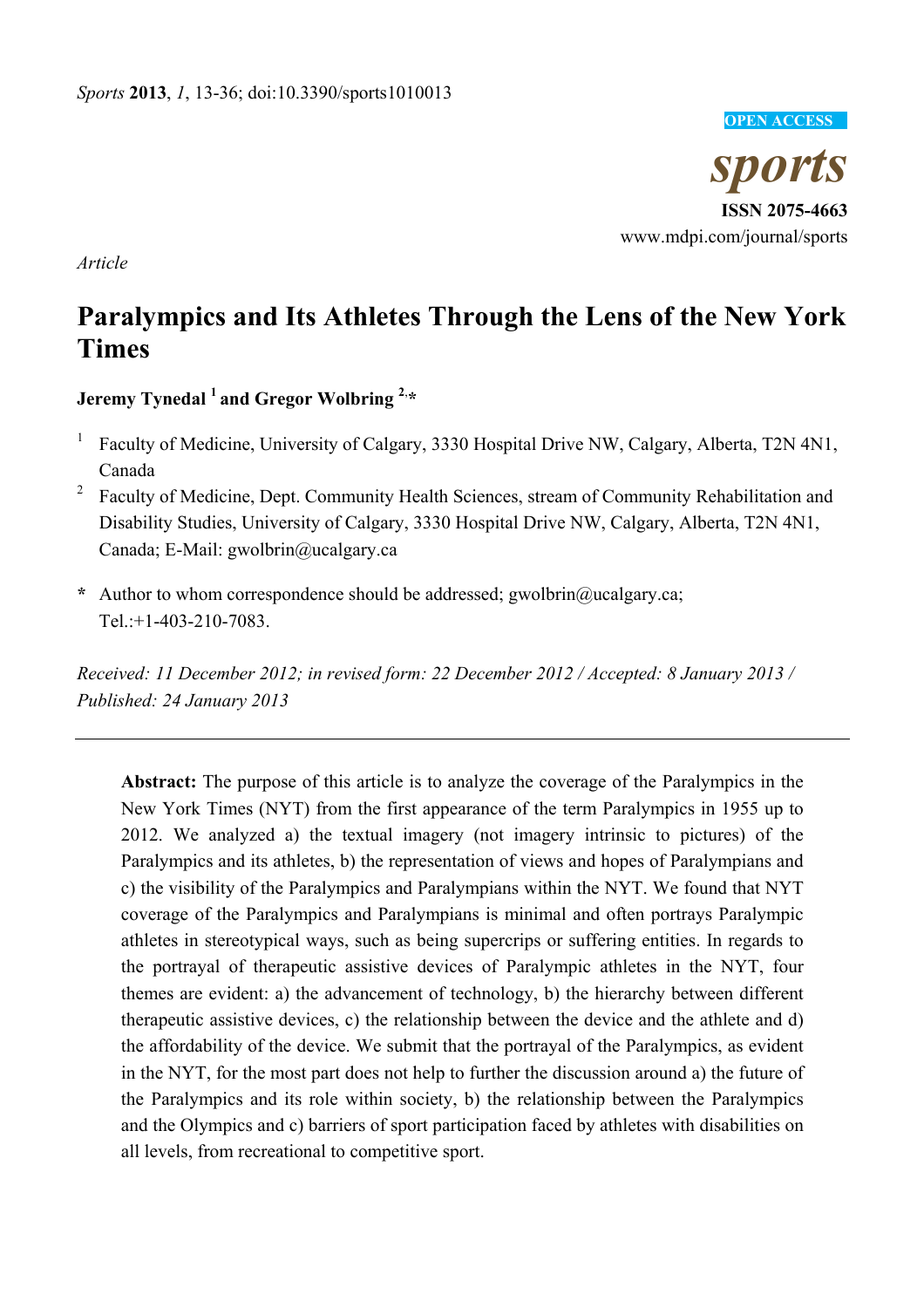*Sports* **2013**, *1*, 13-36; doi:10.3390/sports1010013

OPEN ACCESS

*sports*

**ISSN 2075-4663**

www.mdpi.com/journal/sports

*Article*

# Paralympics and Its Athletes Through the Lens of the New York Times

**Jeremy Tynedal [1] and Gregor Wolbring [2,*]**

[1] Faculty of Medicine, University of Calgary, 3330 Hospital Drive NW, Calgary, Alberta, T2N 4N1, Canada

[2] Faculty of Medicine, Dept. Community Health Sciences, stream of Community Rehabilitation and Disability Studies, University of Calgary, 3330 Hospital Drive NW, Calgary, Alberta, T2N 4N1, Canada; E-Mail: gwolbrin@ucalgary.ca

**\*** Author to whom correspondence should be addressed; gwolbrin@ucalgary.ca; Tel.:+1-403-210-7083.

*Received: 11 December 2012; in revised form: 22 December 2012 / Accepted: 8 January 2013 / Published: 24 January 2013*

---

**Abstract:** The purpose of this article is to analyze the coverage of the Paralympics in the New York Times (NYT) from the first appearance of the term Paralympics in 1955 up to 2012. We analyzed a) the textual imagery (not imagery intrinsic to pictures) of the Paralympics and its athletes, b) the representation of views and hopes of Paralympians and c) the visibility of the Paralympics and Paralympians within the NYT. We found that NYT coverage of the Paralympics and Paralympians is minimal and often portrays Paralympic athletes in stereotypical ways, such as being supercrips or suffering entities. In regards to the portrayal of therapeutic assistive devices of Paralympic athletes in the NYT, four themes are evident: a) the advancement of technology, b) the hierarchy between different therapeutic assistive devices, c) the relationship between the device and the athlete and d) the affordability of the device. We submit that the portrayal of the Paralympics, as evident in the NYT, for the most part does not help to further the discussion around a) the future of the Paralympics and its role within society, b) the relationship between the Paralympics and the Olympics and c) barriers of sport participation faced by athletes with disabilities on all levels, from recreational to competitive sport.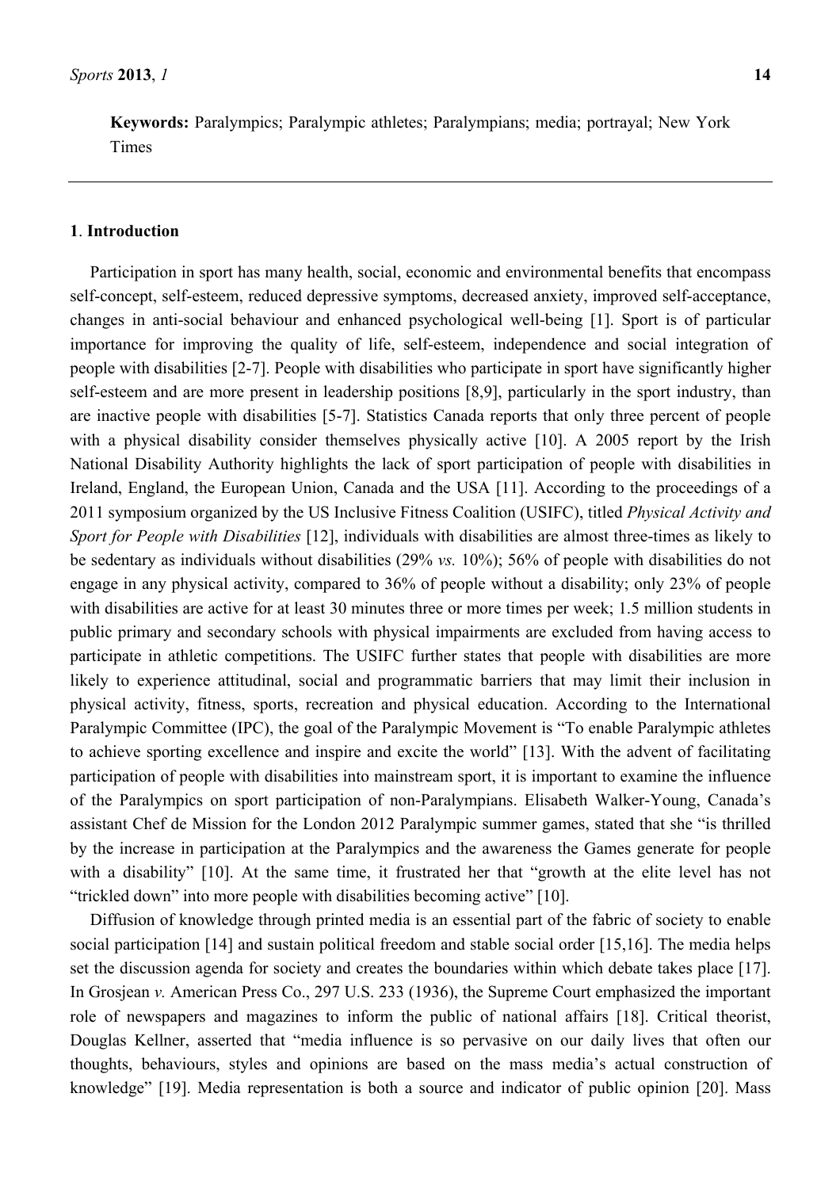**Keywords:** Paralympics; Paralympic athletes; Paralympians; media; portrayal; New York Times

## 1. Introduction

Participation in sport has many health, social, economic and environmental benefits that encompass self-concept, self-esteem, reduced depressive symptoms, decreased anxiety, improved self-acceptance, changes in anti-social behaviour and enhanced psychological well-being [1]. Sport is of particular importance for improving the quality of life, self-esteem, independence and social integration of people with disabilities [2-7]. People with disabilities who participate in sport have significantly higher self-esteem and are more present in leadership positions [8,9], particularly in the sport industry, than are inactive people with disabilities [5-7]. Statistics Canada reports that only three percent of people with a physical disability consider themselves physically active [10]. A 2005 report by the Irish National Disability Authority highlights the lack of sport participation of people with disabilities in Ireland, England, the European Union, Canada and the USA [11]. According to the proceedings of a 2011 symposium organized by the US Inclusive Fitness Coalition (USIFC), titled *Physical Activity and Sport for People with Disabilities* [12], individuals with disabilities are almost three-times as likely to be sedentary as individuals without disabilities (29% *vs.* 10%); 56% of people with disabilities do not engage in any physical activity, compared to 36% of people without a disability; only 23% of people with disabilities are active for at least 30 minutes three or more times per week; 1.5 million students in public primary and secondary schools with physical impairments are excluded from having access to participate in athletic competitions. The USIFC further states that people with disabilities are more likely to experience attitudinal, social and programmatic barriers that may limit their inclusion in physical activity, fitness, sports, recreation and physical education. According to the International Paralympic Committee (IPC), the goal of the Paralympic Movement is "To enable Paralympic athletes to achieve sporting excellence and inspire and excite the world" [13]. With the advent of facilitating participation of people with disabilities into mainstream sport, it is important to examine the influence of the Paralympics on sport participation of non-Paralympians. Elisabeth Walker-Young, Canada's assistant Chef de Mission for the London 2012 Paralympic summer games, stated that she "is thrilled by the increase in participation at the Paralympics and the awareness the Games generate for people with a disability" [10]. At the same time, it frustrated her that "growth at the elite level has not "trickled down" into more people with disabilities becoming active" [10].

Diffusion of knowledge through printed media is an essential part of the fabric of society to enable social participation [14] and sustain political freedom and stable social order [15,16]. The media helps set the discussion agenda for society and creates the boundaries within which debate takes place [17]. In Grosjean *v.* American Press Co., 297 U.S. 233 (1936), the Supreme Court emphasized the important role of newspapers and magazines to inform the public of national affairs [18]. Critical theorist, Douglas Kellner, asserted that "media influence is so pervasive on our daily lives that often our thoughts, behaviours, styles and opinions are based on the mass media's actual construction of knowledge" [19]. Media representation is both a source and indicator of public opinion [20]. Mass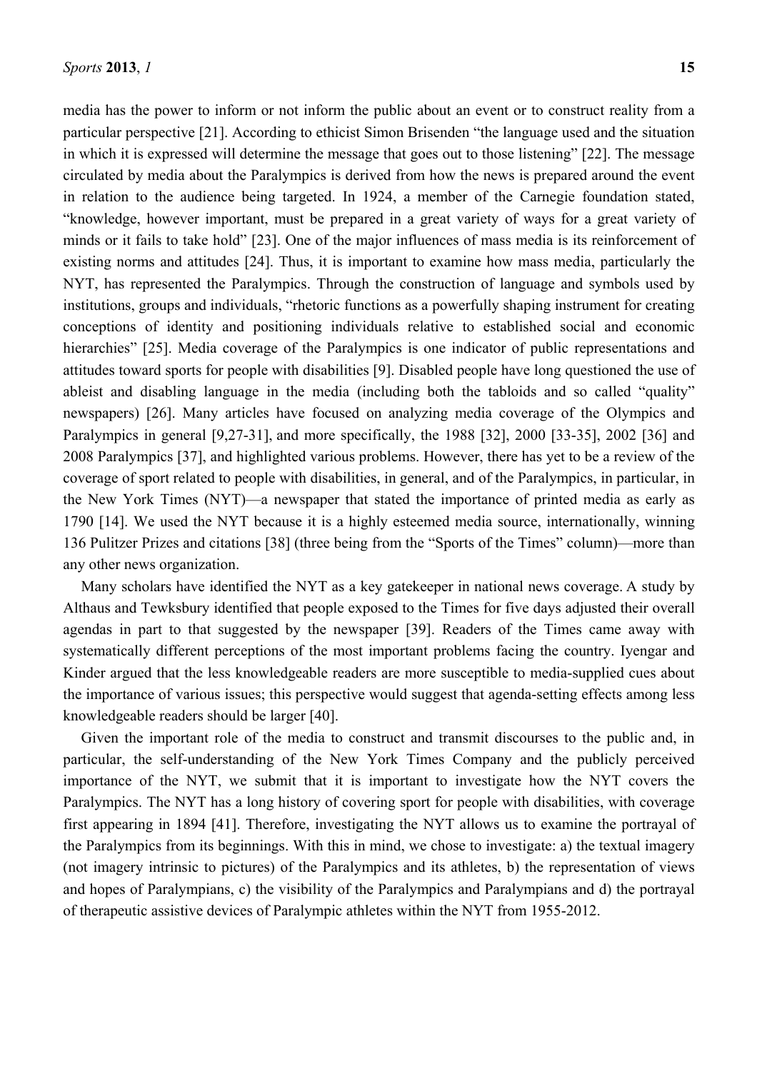media has the power to inform or not inform the public about an event or to construct reality from a particular perspective [21]. According to ethicist Simon Brisenden "the language used and the situation in which it is expressed will determine the message that goes out to those listening" [22]. The message circulated by media about the Paralympics is derived from how the news is prepared around the event in relation to the audience being targeted. In 1924, a member of the Carnegie foundation stated, "knowledge, however important, must be prepared in a great variety of ways for a great variety of minds or it fails to take hold" [23]. One of the major influences of mass media is its reinforcement of existing norms and attitudes [24]. Thus, it is important to examine how mass media, particularly the NYT, has represented the Paralympics. Through the construction of language and symbols used by institutions, groups and individuals, "rhetoric functions as a powerfully shaping instrument for creating conceptions of identity and positioning individuals relative to established social and economic hierarchies" [25]. Media coverage of the Paralympics is one indicator of public representations and attitudes toward sports for people with disabilities [9]. Disabled people have long questioned the use of ableist and disabling language in the media (including both the tabloids and so called "quality" newspapers) [26]. Many articles have focused on analyzing media coverage of the Olympics and Paralympics in general [9,27-31], and more specifically, the 1988 [32], 2000 [33-35], 2002 [36] and 2008 Paralympics [37], and highlighted various problems. However, there has yet to be a review of the coverage of sport related to people with disabilities, in general, and of the Paralympics, in particular, in the New York Times (NYT)—a newspaper that stated the importance of printed media as early as 1790 [14]. We used the NYT because it is a highly esteemed media source, internationally, winning 136 Pulitzer Prizes and citations [38] (three being from the "Sports of the Times" column)—more than any other news organization.

Many scholars have identified the NYT as a key gatekeeper in national news coverage. A study by Althaus and Tewksbury identified that people exposed to the Times for five days adjusted their overall agendas in part to that suggested by the newspaper [39]. Readers of the Times came away with systematically different perceptions of the most important problems facing the country. Iyengar and Kinder argued that the less knowledgeable readers are more susceptible to media-supplied cues about the importance of various issues; this perspective would suggest that agenda-setting effects among less knowledgeable readers should be larger [40].

Given the important role of the media to construct and transmit discourses to the public and, in particular, the self-understanding of the New York Times Company and the publicly perceived importance of the NYT, we submit that it is important to investigate how the NYT covers the Paralympics. The NYT has a long history of covering sport for people with disabilities, with coverage first appearing in 1894 [41]. Therefore, investigating the NYT allows us to examine the portrayal of the Paralympics from its beginnings. With this in mind, we chose to investigate: a) the textual imagery (not imagery intrinsic to pictures) of the Paralympics and its athletes, b) the representation of views and hopes of Paralympians, c) the visibility of the Paralympics and Paralympians and d) the portrayal of therapeutic assistive devices of Paralympic athletes within the NYT from 1955-2012.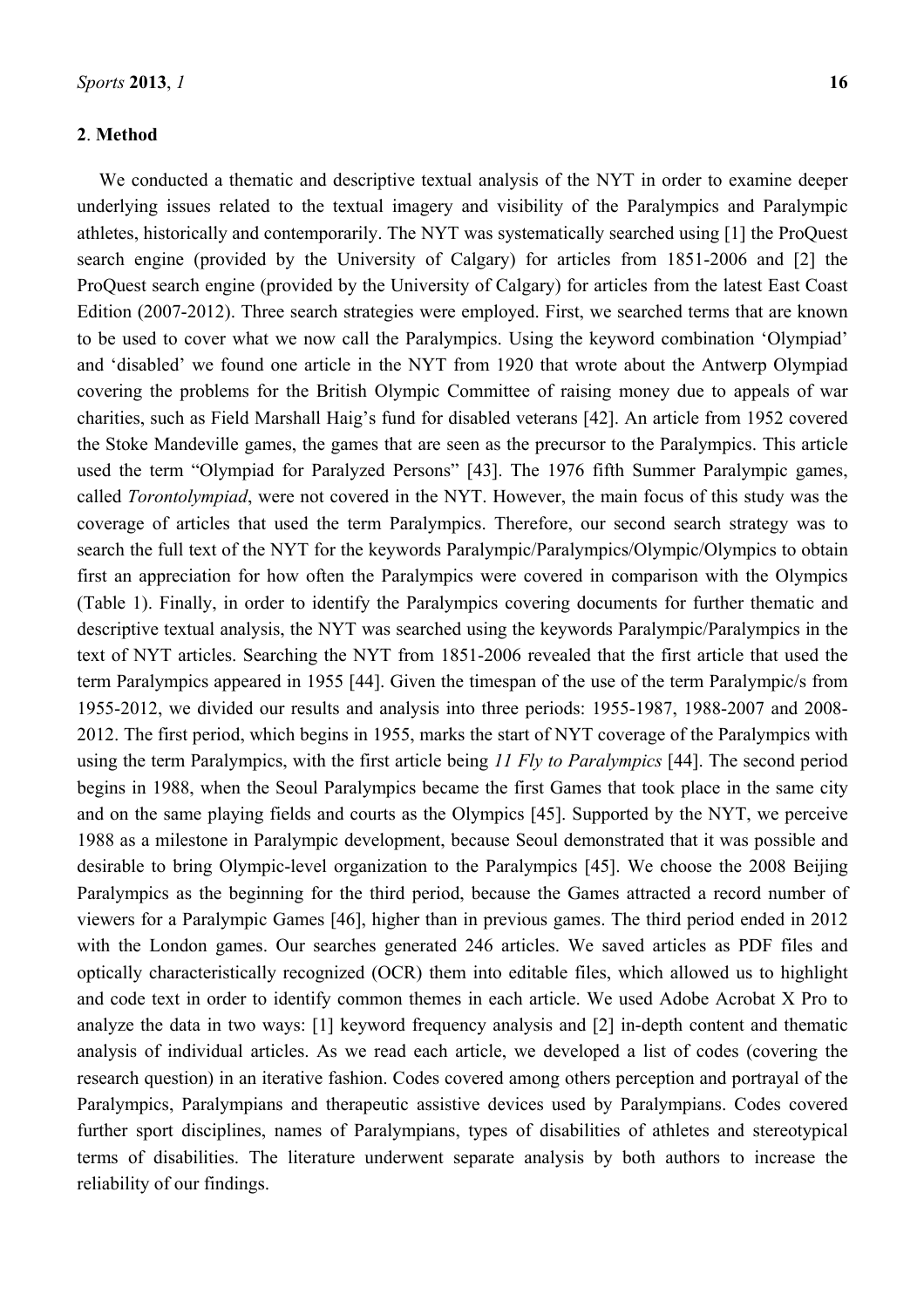## 2. Method

We conducted a thematic and descriptive textual analysis of the NYT in order to examine deeper underlying issues related to the textual imagery and visibility of the Paralympics and Paralympic athletes, historically and contemporarily. The NYT was systematically searched using [1] the ProQuest search engine (provided by the University of Calgary) for articles from 1851-2006 and [2] the ProQuest search engine (provided by the University of Calgary) for articles from the latest East Coast Edition (2007-2012). Three search strategies were employed. First, we searched terms that are known to be used to cover what we now call the Paralympics. Using the keyword combination 'Olympiad' and 'disabled' we found one article in the NYT from 1920 that wrote about the Antwerp Olympiad covering the problems for the British Olympic Committee of raising money due to appeals of war charities, such as Field Marshall Haig's fund for disabled veterans [42]. An article from 1952 covered the Stoke Mandeville games, the games that are seen as the precursor to the Paralympics. This article used the term "Olympiad for Paralyzed Persons" [43]. The 1976 fifth Summer Paralympic games, called *Torontolympiad*, were not covered in the NYT. However, the main focus of this study was the coverage of articles that used the term Paralympics. Therefore, our second search strategy was to search the full text of the NYT for the keywords Paralympic/Paralympics/Olympic/Olympics to obtain first an appreciation for how often the Paralympics were covered in comparison with the Olympics (Table 1). Finally, in order to identify the Paralympics covering documents for further thematic and descriptive textual analysis, the NYT was searched using the keywords Paralympic/Paralympics in the text of NYT articles. Searching the NYT from 1851-2006 revealed that the first article that used the term Paralympics appeared in 1955 [44]. Given the timespan of the use of the term Paralympic/s from 1955-2012, we divided our results and analysis into three periods: 1955-1987, 1988-2007 and 2008-2012. The first period, which begins in 1955, marks the start of NYT coverage of the Paralympics with using the term Paralympics, with the first article being *11 Fly to Paralympics* [44]. The second period begins in 1988, when the Seoul Paralympics became the first Games that took place in the same city and on the same playing fields and courts as the Olympics [45]. Supported by the NYT, we perceive 1988 as a milestone in Paralympic development, because Seoul demonstrated that it was possible and desirable to bring Olympic-level organization to the Paralympics [45]. We choose the 2008 Beijing Paralympics as the beginning for the third period, because the Games attracted a record number of viewers for a Paralympic Games [46], higher than in previous games. The third period ended in 2012 with the London games. Our searches generated 246 articles. We saved articles as PDF files and optically characteristically recognized (OCR) them into editable files, which allowed us to highlight and code text in order to identify common themes in each article. We used Adobe Acrobat X Pro to analyze the data in two ways: [1] keyword frequency analysis and [2] in-depth content and thematic analysis of individual articles. As we read each article, we developed a list of codes (covering the research question) in an iterative fashion. Codes covered among others perception and portrayal of the Paralympics, Paralympians and therapeutic assistive devices used by Paralympians. Codes covered further sport disciplines, names of Paralympians, types of disabilities of athletes and stereotypical terms of disabilities. The literature underwent separate analysis by both authors to increase the reliability of our findings.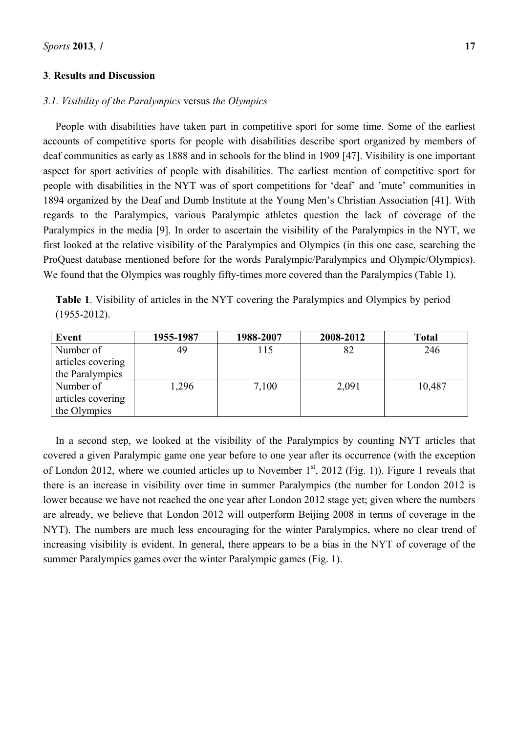## 3. Results and Discussion

### *3.1. Visibility of the Paralympics* versus *the Olympics*

People with disabilities have taken part in competitive sport for some time. Some of the earliest accounts of competitive sports for people with disabilities describe sport organized by members of deaf communities as early as 1888 and in schools for the blind in 1909 [47]. Visibility is one important aspect for sport activities of people with disabilities. The earliest mention of competitive sport for people with disabilities in the NYT was of sport competitions for 'deaf' and 'mute' communities in 1894 organized by the Deaf and Dumb Institute at the Young Men's Christian Association [41]. With regards to the Paralympics, various Paralympic athletes question the lack of coverage of the Paralympics in the media [9]. In order to ascertain the visibility of the Paralympics in the NYT, we first looked at the relative visibility of the Paralympics and Olympics (in this one case, searching the ProQuest database mentioned before for the words Paralympic/Paralympics and Olympic/Olympics). We found that the Olympics was roughly fifty-times more covered than the Paralympics (Table 1).

**Table 1**. Visibility of articles in the NYT covering the Paralympics and Olympics by period (1955-2012).

| Event | 1955-1987 | 1988-2007 | 2008-2012 | Total |
|---|---|---|---|---|
| Number of articles covering the Paralympics | 49 | 115 | 82 | 246 |
| Number of articles covering the Olympics | 1,296 | 7,100 | 2,091 | 10,487 |

In a second step, we looked at the visibility of the Paralympics by counting NYT articles that covered a given Paralympic game one year before to one year after its occurrence (with the exception of London 2012, where we counted articles up to November 1st, 2012 (Fig. 1)). Figure 1 reveals that there is an increase in visibility over time in summer Paralympics (the number for London 2012 is lower because we have not reached the one year after London 2012 stage yet; given where the numbers are already, we believe that London 2012 will outperform Beijing 2008 in terms of coverage in the NYT). The numbers are much less encouraging for the winter Paralympics, where no clear trend of increasing visibility is evident. In general, there appears to be a bias in the NYT of coverage of the summer Paralympics games over the winter Paralympic games (Fig. 1).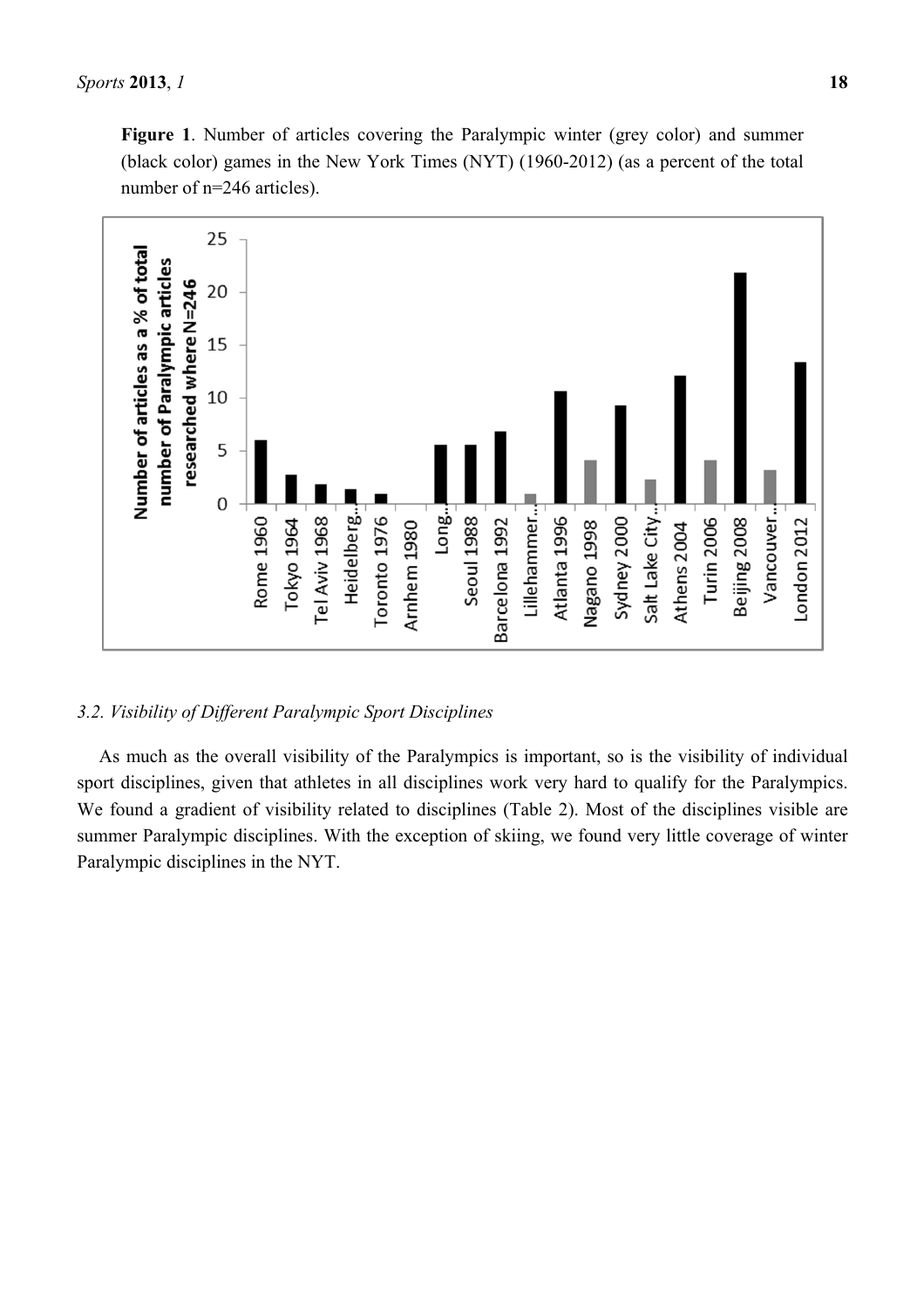**Figure 1**. Number of articles covering the Paralympic winter (grey color) and summer (black color) games in the New York Times (NYT) (1960-2012) (as a percent of the total number of n=246 articles).

### 3.2. Visibility of Different Paralympic Sport Disciplines

As much as the overall visibility of the Paralympics is important, so is the visibility of individual sport disciplines, given that athletes in all disciplines work very hard to qualify for the Paralympics. We found a gradient of visibility related to disciplines (Table 2). Most of the disciplines visible are summer Paralympic disciplines. With the exception of skiing, we found very little coverage of winter Paralympic disciplines in the NYT.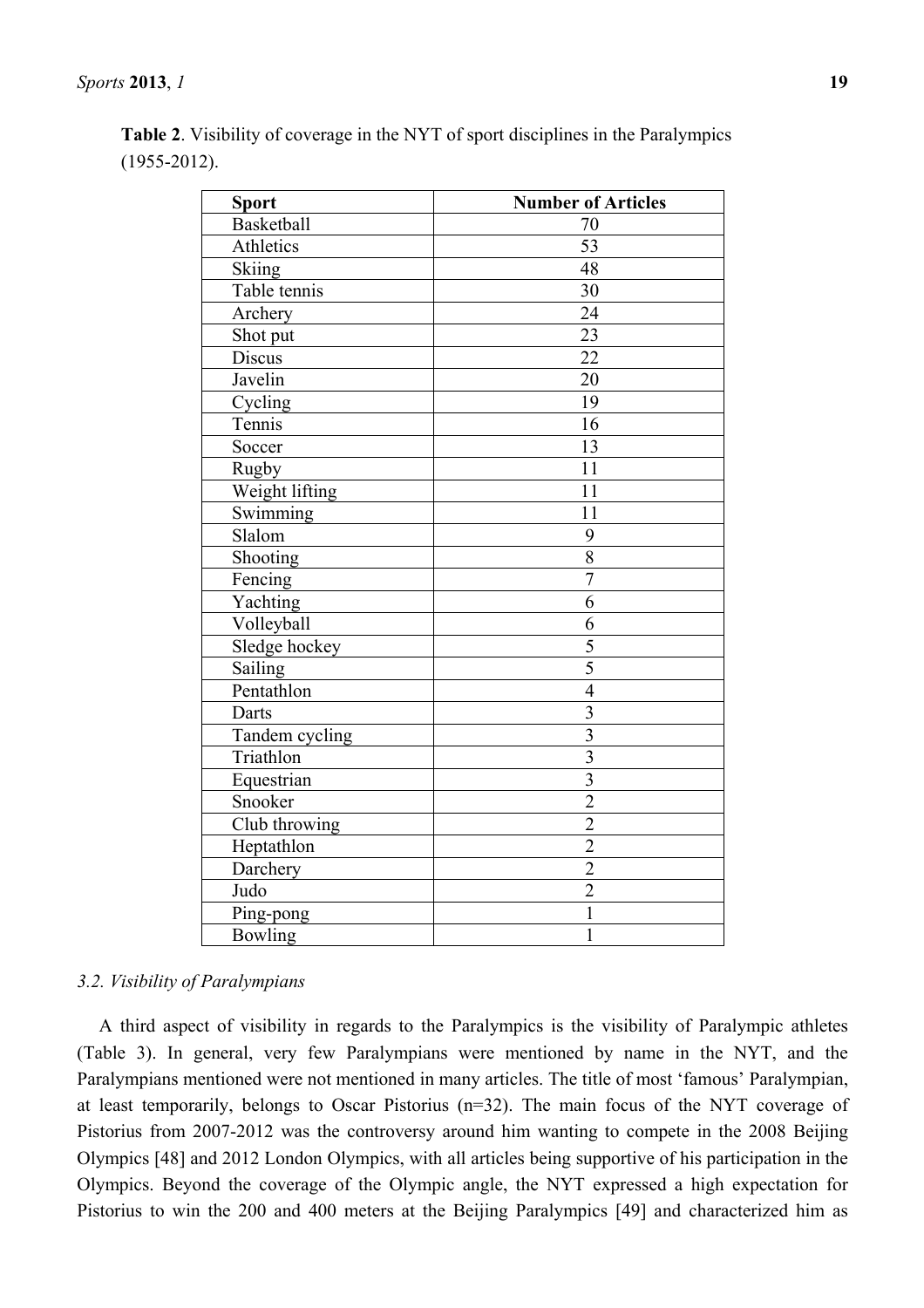**Table 2**. Visibility of coverage in the NYT of sport disciplines in the Paralympics (1955-2012).

| Sport | Number of Articles |
| --- | --- |
| Basketball | 70 |
| Athletics | 53 |
| Skiing | 48 |
| Table tennis | 30 |
| Archery | 24 |
| Shot put | 23 |
| Discus | 22 |
| Javelin | 20 |
| Cycling | 19 |
| Tennis | 16 |
| Soccer | 13 |
| Rugby | 11 |
| Weight lifting | 11 |
| Swimming | 11 |
| Slalom | 9 |
| Shooting | 8 |
| Fencing | 7 |
| Yachting | 6 |
| Volleyball | 6 |
| Sledge hockey | 5 |
| Sailing | 5 |
| Pentathlon | 4 |
| Darts | 3 |
| Tandem cycling | 3 |
| Triathlon | 3 |
| Equestrian | 3 |
| Snooker | 2 |
| Club throwing | 2 |
| Heptathlon | 2 |
| Darchery | 2 |
| Judo | 2 |
| Ping-pong | 1 |
| Bowling | 1 |

### *3.2. Visibility of Paralympians*

A third aspect of visibility in regards to the Paralympics is the visibility of Paralympic athletes (Table 3). In general, very few Paralympians were mentioned by name in the NYT, and the Paralympians mentioned were not mentioned in many articles. The title of most 'famous' Paralympian, at least temporarily, belongs to Oscar Pistorius (n=32). The main focus of the NYT coverage of Pistorius from 2007-2012 was the controversy around him wanting to compete in the 2008 Beijing Olympics [48] and 2012 London Olympics, with all articles being supportive of his participation in the Olympics. Beyond the coverage of the Olympic angle, the NYT expressed a high expectation for Pistorius to win the 200 and 400 meters at the Beijing Paralympics [49] and characterized him as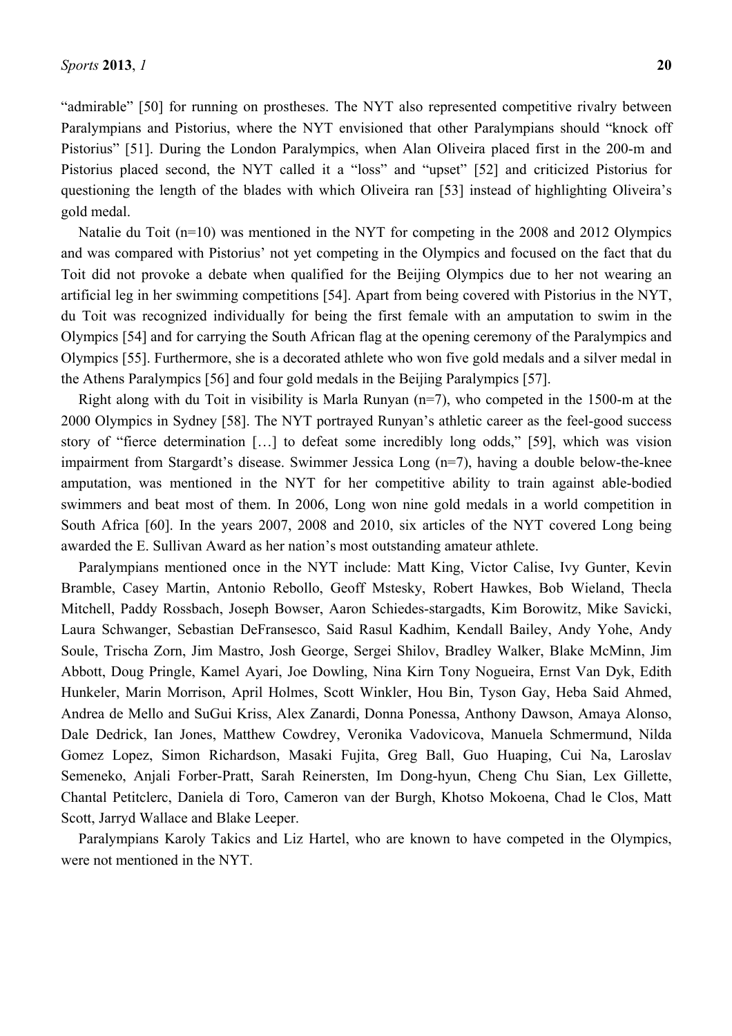"admirable" [50] for running on prostheses. The NYT also represented competitive rivalry between Paralympians and Pistorius, where the NYT envisioned that other Paralympians should "knock off Pistorius" [51]. During the London Paralympics, when Alan Oliveira placed first in the 200-m and Pistorius placed second, the NYT called it a "loss" and "upset" [52] and criticized Pistorius for questioning the length of the blades with which Oliveira ran [53] instead of highlighting Oliveira's gold medal.

Natalie du Toit (n=10) was mentioned in the NYT for competing in the 2008 and 2012 Olympics and was compared with Pistorius' not yet competing in the Olympics and focused on the fact that du Toit did not provoke a debate when qualified for the Beijing Olympics due to her not wearing an artificial leg in her swimming competitions [54]. Apart from being covered with Pistorius in the NYT, du Toit was recognized individually for being the first female with an amputation to swim in the Olympics [54] and for carrying the South African flag at the opening ceremony of the Paralympics and Olympics [55]. Furthermore, she is a decorated athlete who won five gold medals and a silver medal in the Athens Paralympics [56] and four gold medals in the Beijing Paralympics [57].

Right along with du Toit in visibility is Marla Runyan (n=7), who competed in the 1500-m at the 2000 Olympics in Sydney [58]. The NYT portrayed Runyan's athletic career as the feel-good success story of "fierce determination […] to defeat some incredibly long odds," [59], which was vision impairment from Stargardt's disease. Swimmer Jessica Long (n=7), having a double below-the-knee amputation, was mentioned in the NYT for her competitive ability to train against able-bodied swimmers and beat most of them. In 2006, Long won nine gold medals in a world competition in South Africa [60]. In the years 2007, 2008 and 2010, six articles of the NYT covered Long being awarded the E. Sullivan Award as her nation's most outstanding amateur athlete.

Paralympians mentioned once in the NYT include: Matt King, Victor Calise, Ivy Gunter, Kevin Bramble, Casey Martin, Antonio Rebollo, Geoff Mstesky, Robert Hawkes, Bob Wieland, Thecla Mitchell, Paddy Rossbach, Joseph Bowser, Aaron Schiedes-stargadts, Kim Borowitz, Mike Savicki, Laura Schwanger, Sebastian DeFransesco, Said Rasul Kadhim, Kendall Bailey, Andy Yohe, Andy Soule, Trischa Zorn, Jim Mastro, Josh George, Sergei Shilov, Bradley Walker, Blake McMinn, Jim Abbott, Doug Pringle, Kamel Ayari, Joe Dowling, Nina Kirn Tony Nogueira, Ernst Van Dyk, Edith Hunkeler, Marin Morrison, April Holmes, Scott Winkler, Hou Bin, Tyson Gay, Heba Said Ahmed, Andrea de Mello and SuGui Kriss, Alex Zanardi, Donna Ponessa, Anthony Dawson, Amaya Alonso, Dale Dedrick, Ian Jones, Matthew Cowdrey, Veronika Vadovicova, Manuela Schmermund, Nilda Gomez Lopez, Simon Richardson, Masaki Fujita, Greg Ball, Guo Huaping, Cui Na, Laroslav Semeneko, Anjali Forber-Pratt, Sarah Reinersten, Im Dong-hyun, Cheng Chu Sian, Lex Gillette, Chantal Petitclerc, Daniela di Toro, Cameron van der Burgh, Khotso Mokoena, Chad le Clos, Matt Scott, Jarryd Wallace and Blake Leeper.

Paralympians Karoly Takics and Liz Hartel, who are known to have competed in the Olympics, were not mentioned in the NYT.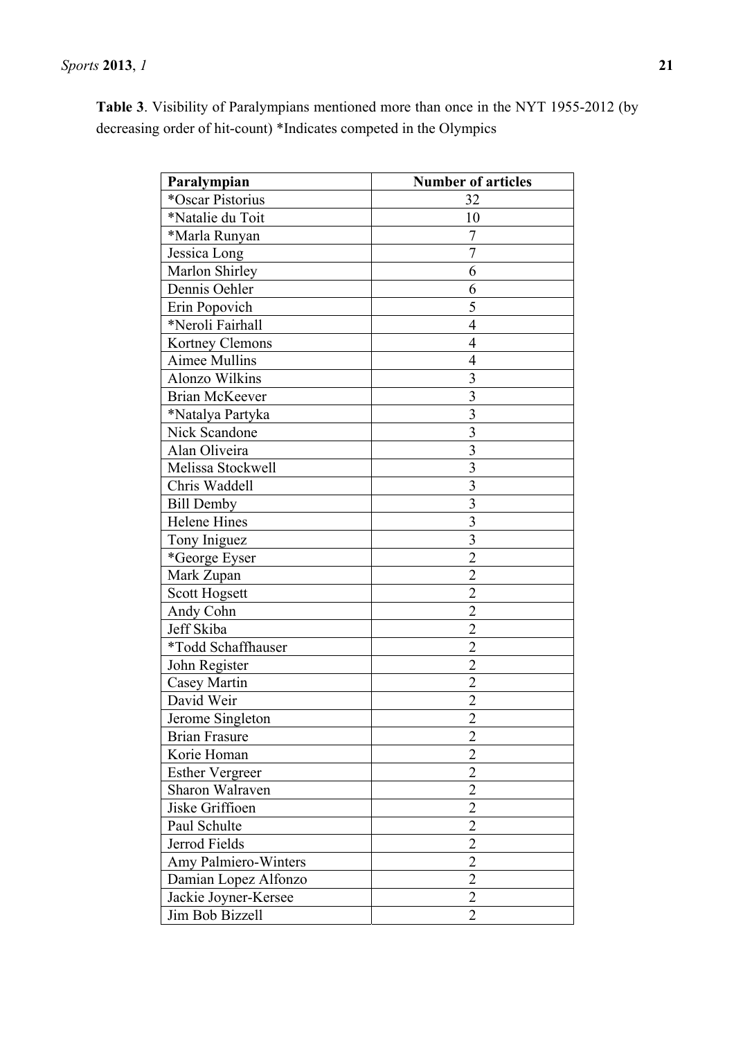**Table 3**. Visibility of Paralympians mentioned more than once in the NYT 1955-2012 (by decreasing order of hit-count) *Indicates competed in the Olympics

| Paralympian | Number of articles |
|---|---|
| *Oscar Pistorius | 32 |
| *Natalie du Toit | 10 |
| *Marla Runyan | 7 |
| Jessica Long | 7 |
| Marlon Shirley | 6 |
| Dennis Oehler | 6 |
| Erin Popovich | 5 |
| *Neroli Fairhall | 4 |
| Kortney Clemons | 4 |
| Aimee Mullins | 4 |
| Alonzo Wilkins | 3 |
| Brian McKeever | 3 |
| *Natalya Partyka | 3 |
| Nick Scandone | 3 |
| Alan Oliveira | 3 |
| Melissa Stockwell | 3 |
| Chris Waddell | 3 |
| Bill Demby | 3 |
| Helene Hines | 3 |
| Tony Iniguez | 3 |
| *George Eyser | 2 |
| Mark Zupan | 2 |
| Scott Hogsett | 2 |
| Andy Cohn | 2 |
| Jeff Skiba | 2 |
| *Todd Schaffhauser | 2 |
| John Register | 2 |
| Casey Martin | 2 |
| David Weir | 2 |
| Jerome Singleton | 2 |
| Brian Frasure | 2 |
| Korie Homan | 2 |
| Esther Vergreer | 2 |
| Sharon Walraven | 2 |
| Jiske Griffioen | 2 |
| Paul Schulte | 2 |
| Jerrod Fields | 2 |
| Amy Palmiero-Winters | 2 |
| Damian Lopez Alfonzo | 2 |
| Jackie Joyner-Kersee | 2 |
| Jim Bob Bizzell | 2 |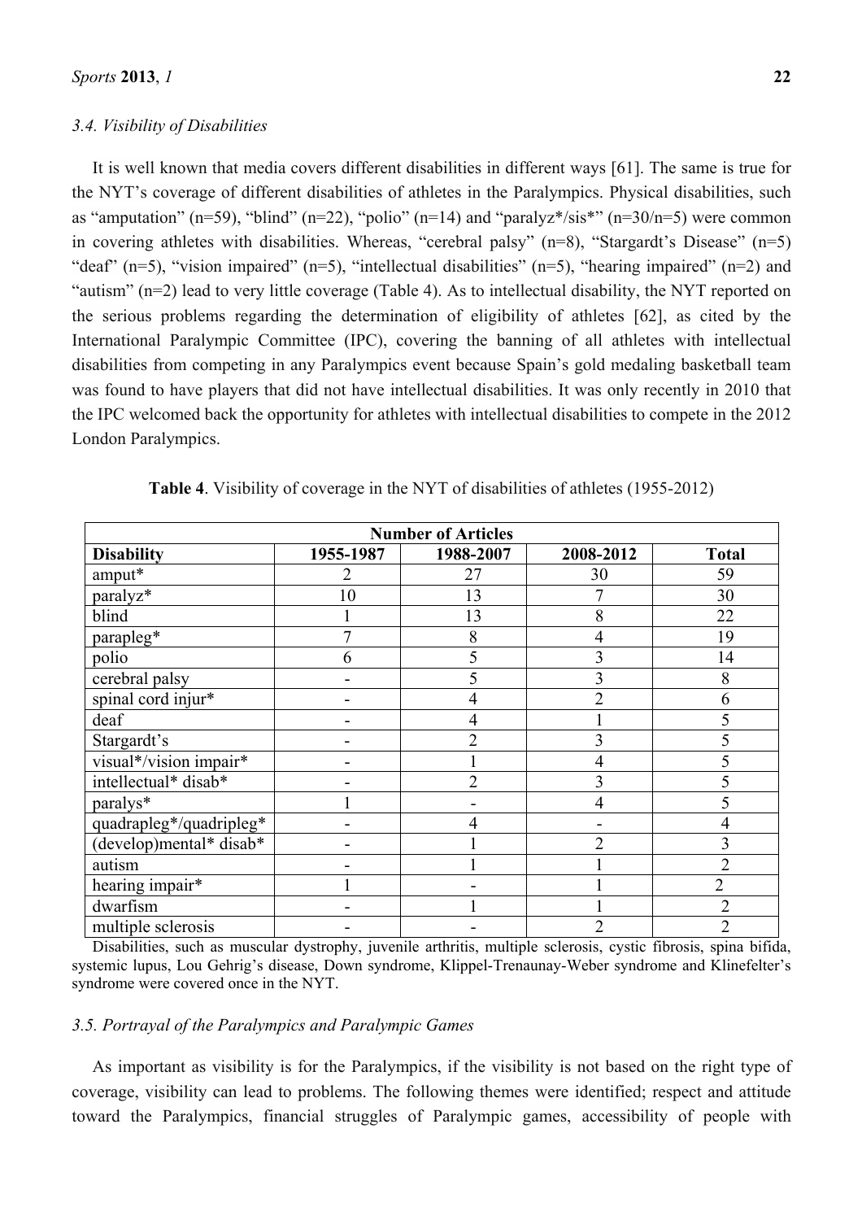### 3.4. Visibility of Disabilities

It is well known that media covers different disabilities in different ways [61]. The same is true for the NYT's coverage of different disabilities of athletes in the Paralympics. Physical disabilities, such as "amputation" (n=59), "blind" (n=22), "polio" (n=14) and "paralyz*/sis*" (n=30/n=5) were common in covering athletes with disabilities. Whereas, "cerebral palsy" (n=8), "Stargardt's Disease" (n=5) "deaf" (n=5), "vision impaired" (n=5), "intellectual disabilities" (n=5), "hearing impaired" (n=2) and "autism" (n=2) lead to very little coverage (Table 4). As to intellectual disability, the NYT reported on the serious problems regarding the determination of eligibility of athletes [62], as cited by the International Paralympic Committee (IPC), covering the banning of all athletes with intellectual disabilities from competing in any Paralympics event because Spain's gold medaling basketball team was found to have players that did not have intellectual disabilities. It was only recently in 2010 that the IPC welcomed back the opportunity for athletes with intellectual disabilities to compete in the 2012 London Paralympics.

**Table 4**. Visibility of coverage in the NYT of disabilities of athletes (1955-2012)

| Number of Articles | | | | |
|---|---|---|---|---|
| **Disability** | **1955-1987** | **1988-2007** | **2008-2012** | **Total** |
| amput* | 2 | 27 | 30 | 59 |
| paralyz* | 10 | 13 | 7 | 30 |
| blind | 1 | 13 | 8 | 22 |
| parapleg* | 7 | 8 | 4 | 19 |
| polio | 6 | 5 | 3 | 14 |
| cerebral palsy | - | 5 | 3 | 8 |
| spinal cord injur* | - | 4 | 2 | 6 |
| deaf | - | 4 | 1 | 5 |
| Stargardt's | - | 2 | 3 | 5 |
| visual*/vision impair* | - | 1 | 4 | 5 |
| intellectual* disab* | - | 2 | 3 | 5 |
| paralys* | 1 | - | 4 | 5 |
| quadrapleg*/quadripleg* | - | 4 | - | 4 |
| (develop)mental* disab* | - | 1 | 2 | 3 |
| autism | - | 1 | 1 | 2 |
| hearing impair* | 1 | - | 1 | 2 |
| dwarfism | - | 1 | 1 | 2 |
| multiple sclerosis | - | - | 2 | 2 |

Disabilities, such as muscular dystrophy, juvenile arthritis, multiple sclerosis, cystic fibrosis, spina bifida, systemic lupus, Lou Gehrig's disease, Down syndrome, Klippel-Trenaunay-Weber syndrome and Klinefelter's syndrome were covered once in the NYT.

### 3.5. Portrayal of the Paralympics and Paralympic Games

As important as visibility is for the Paralympics, if the visibility is not based on the right type of coverage, visibility can lead to problems. The following themes were identified; respect and attitude toward the Paralympics, financial struggles of Paralympic games, accessibility of people with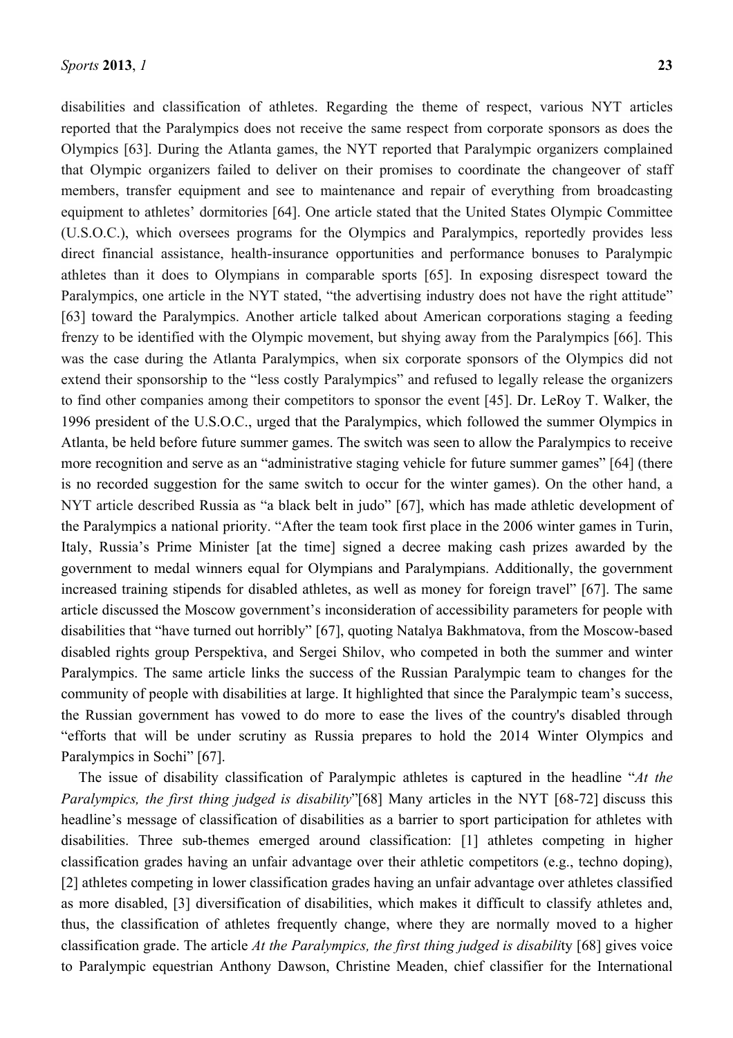disabilities and classification of athletes. Regarding the theme of respect, various NYT articles reported that the Paralympics does not receive the same respect from corporate sponsors as does the Olympics [63]. During the Atlanta games, the NYT reported that Paralympic organizers complained that Olympic organizers failed to deliver on their promises to coordinate the changeover of staff members, transfer equipment and see to maintenance and repair of everything from broadcasting equipment to athletes' dormitories [64]. One article stated that the United States Olympic Committee (U.S.O.C.), which oversees programs for the Olympics and Paralympics, reportedly provides less direct financial assistance, health-insurance opportunities and performance bonuses to Paralympic athletes than it does to Olympians in comparable sports [65]. In exposing disrespect toward the Paralympics, one article in the NYT stated, "the advertising industry does not have the right attitude" [63] toward the Paralympics. Another article talked about American corporations staging a feeding frenzy to be identified with the Olympic movement, but shying away from the Paralympics [66]. This was the case during the Atlanta Paralympics, when six corporate sponsors of the Olympics did not extend their sponsorship to the "less costly Paralympics" and refused to legally release the organizers to find other companies among their competitors to sponsor the event [45]. Dr. LeRoy T. Walker, the 1996 president of the U.S.O.C., urged that the Paralympics, which followed the summer Olympics in Atlanta, be held before future summer games. The switch was seen to allow the Paralympics to receive more recognition and serve as an "administrative staging vehicle for future summer games" [64] (there is no recorded suggestion for the same switch to occur for the winter games). On the other hand, a NYT article described Russia as "a black belt in judo" [67], which has made athletic development of the Paralympics a national priority. "After the team took first place in the 2006 winter games in Turin, Italy, Russia's Prime Minister [at the time] signed a decree making cash prizes awarded by the government to medal winners equal for Olympians and Paralympians. Additionally, the government increased training stipends for disabled athletes, as well as money for foreign travel" [67]. The same article discussed the Moscow government's inconsideration of accessibility parameters for people with disabilities that "have turned out horribly" [67], quoting Natalya Bakhmatova, from the Moscow-based disabled rights group Perspektiva, and Sergei Shilov, who competed in both the summer and winter Paralympics. The same article links the success of the Russian Paralympic team to changes for the community of people with disabilities at large. It highlighted that since the Paralympic team's success, the Russian government has vowed to do more to ease the lives of the country's disabled through "efforts that will be under scrutiny as Russia prepares to hold the 2014 Winter Olympics and Paralympics in Sochi" [67].

The issue of disability classification of Paralympic athletes is captured in the headline "*At the Paralympics, the first thing judged is disability*"[68] Many articles in the NYT [68-72] discuss this headline's message of classification of disabilities as a barrier to sport participation for athletes with disabilities. Three sub-themes emerged around classification: [1] athletes competing in higher classification grades having an unfair advantage over their athletic competitors (e.g., techno doping), [2] athletes competing in lower classification grades having an unfair advantage over athletes classified as more disabled, [3] diversification of disabilities, which makes it difficult to classify athletes and, thus, the classification of athletes frequently change, where they are normally moved to a higher classification grade. The article *At the Paralympics, the first thing judged is disabilit*y [68] gives voice to Paralympic equestrian Anthony Dawson, Christine Meaden, chief classifier for the International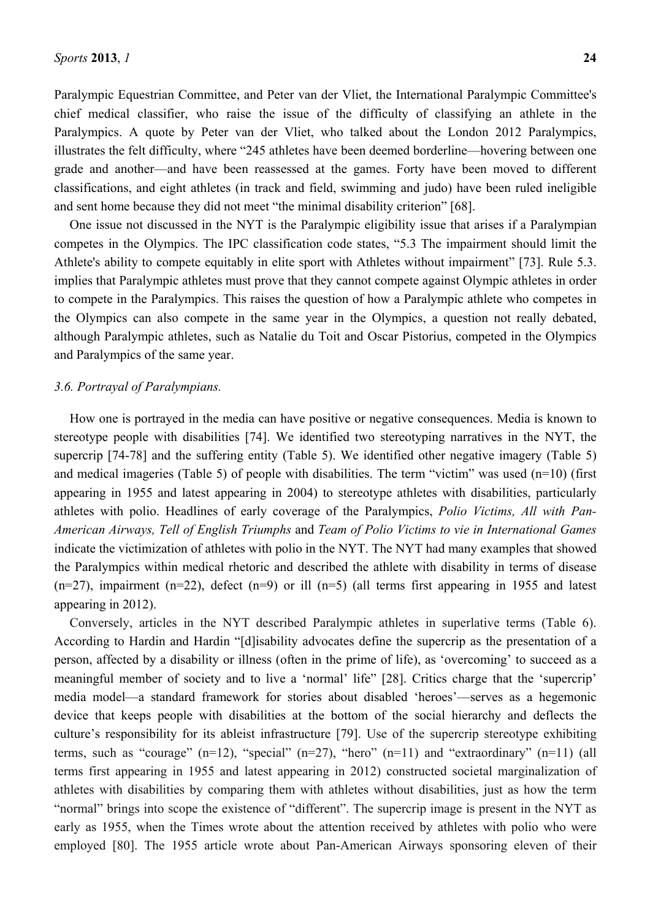Paralympic Equestrian Committee, and Peter van der Vliet, the International Paralympic Committee's chief medical classifier, who raise the issue of the difficulty of classifying an athlete in the Paralympics. A quote by Peter van der Vliet, who talked about the London 2012 Paralympics, illustrates the felt difficulty, where "245 athletes have been deemed borderline—hovering between one grade and another—and have been reassessed at the games. Forty have been moved to different classifications, and eight athletes (in track and field, swimming and judo) have been ruled ineligible and sent home because they did not meet "the minimal disability criterion" [68].

One issue not discussed in the NYT is the Paralympic eligibility issue that arises if a Paralympian competes in the Olympics. The IPC classification code states, "5.3 The impairment should limit the Athlete's ability to compete equitably in elite sport with Athletes without impairment" [73]. Rule 5.3. implies that Paralympic athletes must prove that they cannot compete against Olympic athletes in order to compete in the Paralympics. This raises the question of how a Paralympic athlete who competes in the Olympics can also compete in the same year in the Olympics, a question not really debated, although Paralympic athletes, such as Natalie du Toit and Oscar Pistorius, competed in the Olympics and Paralympics of the same year.

### *3.6. Portrayal of Paralympians.*

How one is portrayed in the media can have positive or negative consequences. Media is known to stereotype people with disabilities [74]. We identified two stereotyping narratives in the NYT, the supercrip [74-78] and the suffering entity (Table 5). We identified other negative imagery (Table 5) and medical imageries (Table 5) of people with disabilities. The term "victim" was used (n=10) (first appearing in 1955 and latest appearing in 2004) to stereotype athletes with disabilities, particularly athletes with polio. Headlines of early coverage of the Paralympics, *Polio Victims, All with Pan-American Airways, Tell of English Triumphs* and *Team of Polio Victims to vie in International Games* indicate the victimization of athletes with polio in the NYT. The NYT had many examples that showed the Paralympics within medical rhetoric and described the athlete with disability in terms of disease (n=27), impairment (n=22), defect (n=9) or ill (n=5) (all terms first appearing in 1955 and latest appearing in 2012).

Conversely, articles in the NYT described Paralympic athletes in superlative terms (Table 6). According to Hardin and Hardin "[d]isability advocates define the supercrip as the presentation of a person, affected by a disability or illness (often in the prime of life), as 'overcoming' to succeed as a meaningful member of society and to live a 'normal' life" [28]. Critics charge that the 'supercrip' media model—a standard framework for stories about disabled 'heroes'—serves as a hegemonic device that keeps people with disabilities at the bottom of the social hierarchy and deflects the culture's responsibility for its ableist infrastructure [79]. Use of the supercrip stereotype exhibiting terms, such as "courage" (n=12), "special" (n=27), "hero" (n=11) and "extraordinary" (n=11) (all terms first appearing in 1955 and latest appearing in 2012) constructed societal marginalization of athletes with disabilities by comparing them with athletes without disabilities, just as how the term "normal" brings into scope the existence of "different". The supercrip image is present in the NYT as early as 1955, when the Times wrote about the attention received by athletes with polio who were employed [80]. The 1955 article wrote about Pan-American Airways sponsoring eleven of their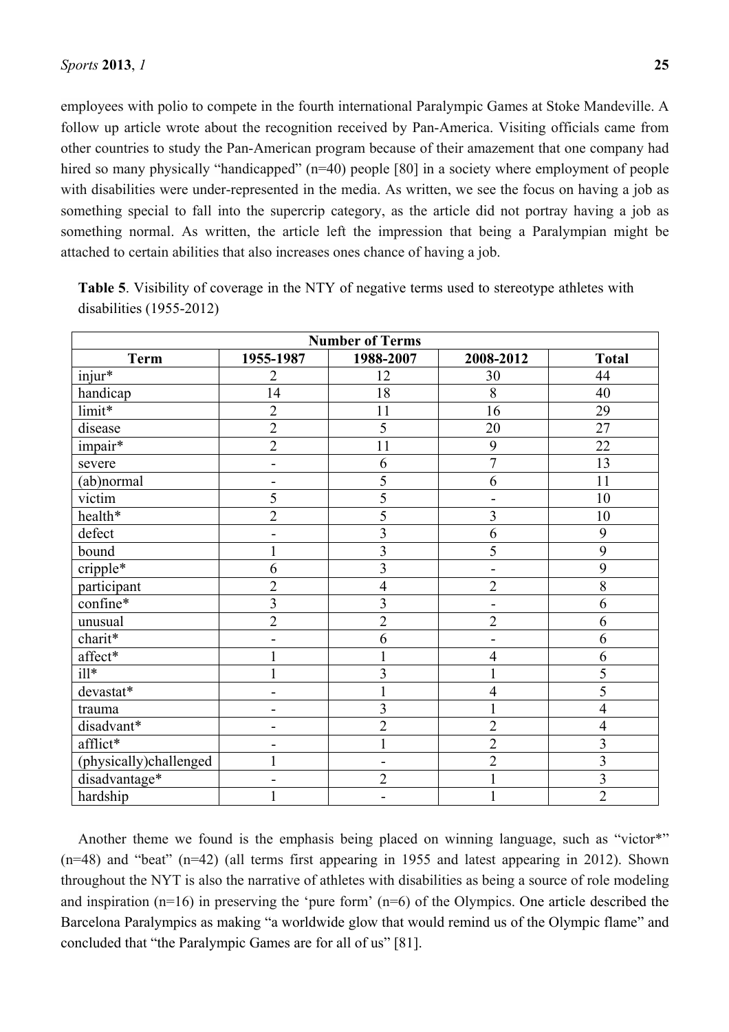employees with polio to compete in the fourth international Paralympic Games at Stoke Mandeville. A follow up article wrote about the recognition received by Pan-America. Visiting officials came from other countries to study the Pan-American program because of their amazement that one company had hired so many physically "handicapped" (n=40) people [80] in a society where employment of people with disabilities were under-represented in the media. As written, we see the focus on having a job as something special to fall into the supercrip category, as the article did not portray having a job as something normal. As written, the article left the impression that being a Paralympian might be attached to certain abilities that also increases ones chance of having a job.

**Table 5**. Visibility of coverage in the NTY of negative terms used to stereotype athletes with disabilities (1955-2012)

| Number of Terms | | | | |
|---|---|---|---|---|
| **Term** | **1955-1987** | **1988-2007** | **2008-2012** | **Total** |
| injur* | 2 | 12 | 30 | 44 |
| handicap | 14 | 18 | 8 | 40 |
| limit* | 2 | 11 | 16 | 29 |
| disease | 2 | 5 | 20 | 27 |
| impair* | 2 | 11 | 9 | 22 |
| severe | - | 6 | 7 | 13 |
| (ab)normal | - | 5 | 6 | 11 |
| victim | 5 | 5 | - | 10 |
| health* | 2 | 5 | 3 | 10 |
| defect | - | 3 | 6 | 9 |
| bound | 1 | 3 | 5 | 9 |
| cripple* | 6 | 3 | - | 9 |
| participant | 2 | 4 | 2 | 8 |
| confine* | 3 | 3 | - | 6 |
| unusual | 2 | 2 | 2 | 6 |
| charit* | - | 6 | - | 6 |
| affect* | 1 | 1 | 4 | 6 |
| ill* | 1 | 3 | 1 | 5 |
| devastat* | - | 1 | 4 | 5 |
| trauma | - | 3 | 1 | 4 |
| disadvant* | - | 2 | 2 | 4 |
| afflict* | - | 1 | 2 | 3 |
| (physically)challenged | 1 | - | 2 | 3 |
| disadvantage* | - | 2 | 1 | 3 |
| hardship | 1 | - | 1 | 2 |

Another theme we found is the emphasis being placed on winning language, such as "victor*" (n=48) and "beat" (n=42) (all terms first appearing in 1955 and latest appearing in 2012). Shown throughout the NYT is also the narrative of athletes with disabilities as being a source of role modeling and inspiration (n=16) in preserving the 'pure form' (n=6) of the Olympics. One article described the Barcelona Paralympics as making "a worldwide glow that would remind us of the Olympic flame" and concluded that "the Paralympic Games are for all of us" [81].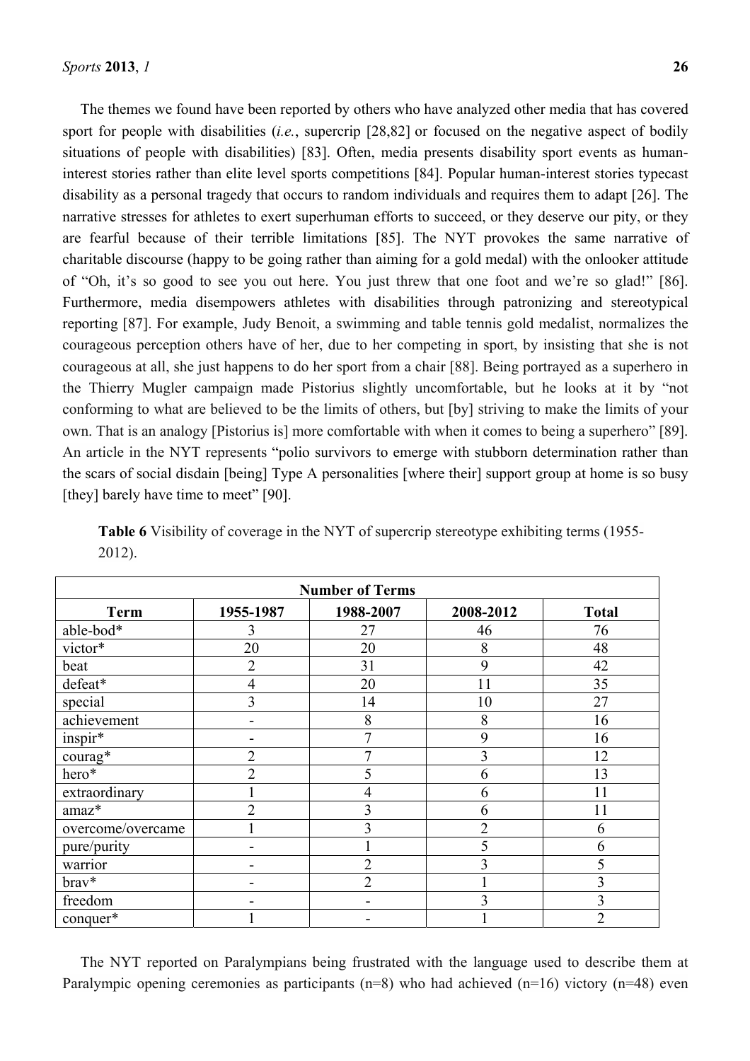The themes we found have been reported by others who have analyzed other media that has covered sport for people with disabilities (*i.e.*, supercrip [28,82] or focused on the negative aspect of bodily situations of people with disabilities) [83]. Often, media presents disability sport events as human-interest stories rather than elite level sports competitions [84]. Popular human-interest stories typecast disability as a personal tragedy that occurs to random individuals and requires them to adapt [26]. The narrative stresses for athletes to exert superhuman efforts to succeed, or they deserve our pity, or they are fearful because of their terrible limitations [85]. The NYT provokes the same narrative of charitable discourse (happy to be going rather than aiming for a gold medal) with the onlooker attitude of "Oh, it's so good to see you out here. You just threw that one foot and we're so glad!" [86]. Furthermore, media disempowers athletes with disabilities through patronizing and stereotypical reporting [87]. For example, Judy Benoit, a swimming and table tennis gold medalist, normalizes the courageous perception others have of her, due to her competing in sport, by insisting that she is not courageous at all, she just happens to do her sport from a chair [88]. Being portrayed as a superhero in the Thierry Mugler campaign made Pistorius slightly uncomfortable, but he looks at it by "not conforming to what are believed to be the limits of others, but [by] striving to make the limits of your own. That is an analogy [Pistorius is] more comfortable with when it comes to being a superhero" [89]. An article in the NYT represents "polio survivors to emerge with stubborn determination rather than the scars of social disdain [being] Type A personalities [where their] support group at home is so busy [they] barely have time to meet" [90].

**Table 6** Visibility of coverage in the NYT of supercrip stereotype exhibiting terms (1955-2012).

| Number of Terms | | | | |
|---|---|---|---|---|
| **Term** | **1955-1987** | **1988-2007** | **2008-2012** | **Total** |
| able-bod* | 3 | 27 | 46 | 76 |
| victor* | 20 | 20 | 8 | 48 |
| beat | 2 | 31 | 9 | 42 |
| defeat* | 4 | 20 | 11 | 35 |
| special | 3 | 14 | 10 | 27 |
| achievement | - | 8 | 8 | 16 |
| inspir* | - | 7 | 9 | 16 |
| courag* | 2 | 7 | 3 | 12 |
| hero* | 2 | 5 | 6 | 13 |
| extraordinary | 1 | 4 | 6 | 11 |
| amaz* | 2 | 3 | 6 | 11 |
| overcome/overcame | 1 | 3 | 2 | 6 |
| pure/purity | - | 1 | 5 | 6 |
| warrior | - | 2 | 3 | 5 |
| brav* | - | 2 | 1 | 3 |
| freedom | - | - | 3 | 3 |
| conquer* | 1 | - | 1 | 2 |

The NYT reported on Paralympians being frustrated with the language used to describe them at Paralympic opening ceremonies as participants (n=8) who had achieved (n=16) victory (n=48) even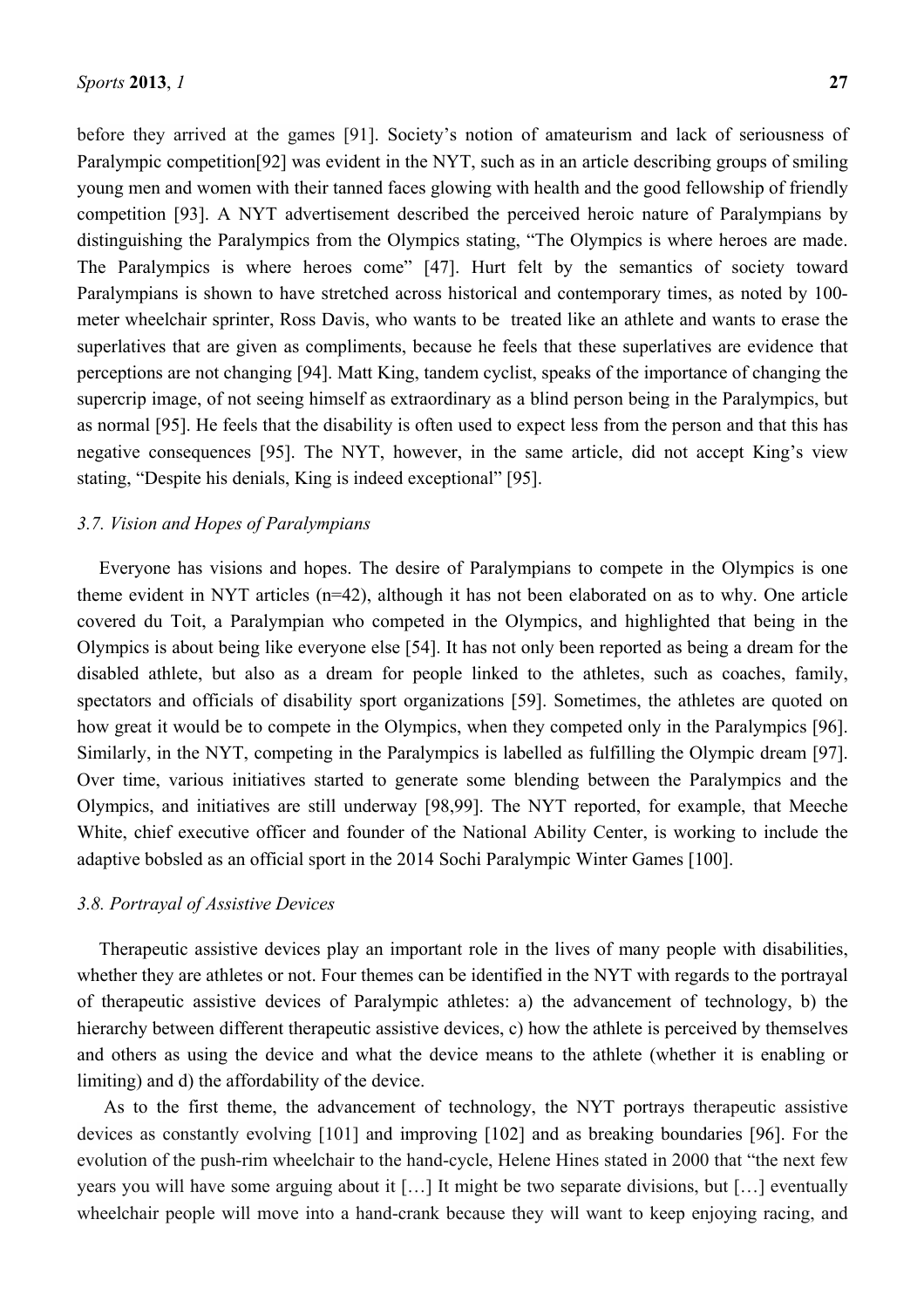before they arrived at the games [91]. Society's notion of amateurism and lack of seriousness of Paralympic competition[92] was evident in the NYT, such as in an article describing groups of smiling young men and women with their tanned faces glowing with health and the good fellowship of friendly competition [93]. A NYT advertisement described the perceived heroic nature of Paralympians by distinguishing the Paralympics from the Olympics stating, "The Olympics is where heroes are made. The Paralympics is where heroes come" [47]. Hurt felt by the semantics of society toward Paralympians is shown to have stretched across historical and contemporary times, as noted by 100-meter wheelchair sprinter, Ross Davis, who wants to be treated like an athlete and wants to erase the superlatives that are given as compliments, because he feels that these superlatives are evidence that perceptions are not changing [94]. Matt King, tandem cyclist, speaks of the importance of changing the supercrip image, of not seeing himself as extraordinary as a blind person being in the Paralympics, but as normal [95]. He feels that the disability is often used to expect less from the person and that this has negative consequences [95]. The NYT, however, in the same article, did not accept King's view stating, "Despite his denials, King is indeed exceptional" [95].

### *3.7. Vision and Hopes of Paralympians*

Everyone has visions and hopes. The desire of Paralympians to compete in the Olympics is one theme evident in NYT articles (n=42), although it has not been elaborated on as to why. One article covered du Toit, a Paralympian who competed in the Olympics, and highlighted that being in the Olympics is about being like everyone else [54]. It has not only been reported as being a dream for the disabled athlete, but also as a dream for people linked to the athletes, such as coaches, family, spectators and officials of disability sport organizations [59]. Sometimes, the athletes are quoted on how great it would be to compete in the Olympics, when they competed only in the Paralympics [96]. Similarly, in the NYT, competing in the Paralympics is labelled as fulfilling the Olympic dream [97]. Over time, various initiatives started to generate some blending between the Paralympics and the Olympics, and initiatives are still underway [98,99]. The NYT reported, for example, that Meeche White, chief executive officer and founder of the National Ability Center, is working to include the adaptive bobsled as an official sport in the 2014 Sochi Paralympic Winter Games [100].

### *3.8. Portrayal of Assistive Devices*

Therapeutic assistive devices play an important role in the lives of many people with disabilities, whether they are athletes or not. Four themes can be identified in the NYT with regards to the portrayal of therapeutic assistive devices of Paralympic athletes: a) the advancement of technology, b) the hierarchy between different therapeutic assistive devices, c) how the athlete is perceived by themselves and others as using the device and what the device means to the athlete (whether it is enabling or limiting) and d) the affordability of the device.

As to the first theme, the advancement of technology, the NYT portrays therapeutic assistive devices as constantly evolving [101] and improving [102] and as breaking boundaries [96]. For the evolution of the push-rim wheelchair to the hand-cycle, Helene Hines stated in 2000 that "the next few years you will have some arguing about it […] It might be two separate divisions, but […] eventually wheelchair people will move into a hand-crank because they will want to keep enjoying racing, and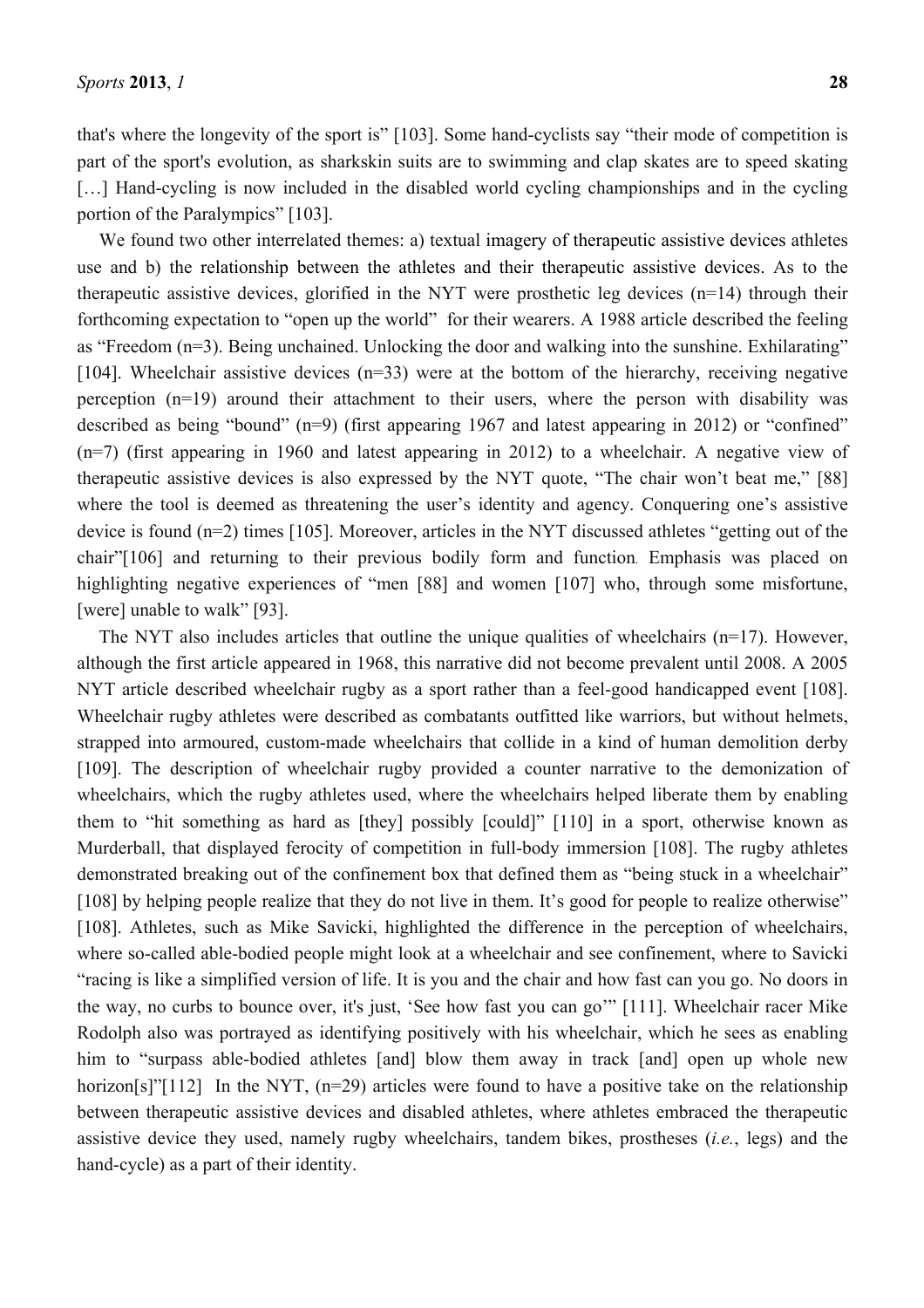that's where the longevity of the sport is" [103]. Some hand-cyclists say "their mode of competition is part of the sport's evolution, as sharkskin suits are to swimming and clap skates are to speed skating […] Hand-cycling is now included in the disabled world cycling championships and in the cycling portion of the Paralympics" [103].

We found two other interrelated themes: a) textual imagery of therapeutic assistive devices athletes use and b) the relationship between the athletes and their therapeutic assistive devices. As to the therapeutic assistive devices, glorified in the NYT were prosthetic leg devices (n=14) through their forthcoming expectation to "open up the world" for their wearers. A 1988 article described the feeling as "Freedom (n=3). Being unchained. Unlocking the door and walking into the sunshine. Exhilarating" [104]. Wheelchair assistive devices (n=33) were at the bottom of the hierarchy, receiving negative perception (n=19) around their attachment to their users, where the person with disability was described as being "bound" (n=9) (first appearing 1967 and latest appearing in 2012) or "confined" (n=7) (first appearing in 1960 and latest appearing in 2012) to a wheelchair. A negative view of therapeutic assistive devices is also expressed by the NYT quote, "The chair won't beat me," [88] where the tool is deemed as threatening the user's identity and agency. Conquering one's assistive device is found (n=2) times [105]. Moreover, articles in the NYT discussed athletes "getting out of the chair"[106] and returning to their previous bodily form and function. Emphasis was placed on highlighting negative experiences of "men [88] and women [107] who, through some misfortune, [were] unable to walk" [93].

The NYT also includes articles that outline the unique qualities of wheelchairs (n=17). However, although the first article appeared in 1968, this narrative did not become prevalent until 2008. A 2005 NYT article described wheelchair rugby as a sport rather than a feel-good handicapped event [108]. Wheelchair rugby athletes were described as combatants outfitted like warriors, but without helmets, strapped into armoured, custom-made wheelchairs that collide in a kind of human demolition derby [109]. The description of wheelchair rugby provided a counter narrative to the demonization of wheelchairs, which the rugby athletes used, where the wheelchairs helped liberate them by enabling them to "hit something as hard as [they] possibly [could]" [110] in a sport, otherwise known as Murderball, that displayed ferocity of competition in full-body immersion [108]. The rugby athletes demonstrated breaking out of the confinement box that defined them as "being stuck in a wheelchair" [108] by helping people realize that they do not live in them. It's good for people to realize otherwise" [108]. Athletes, such as Mike Savicki, highlighted the difference in the perception of wheelchairs, where so-called able-bodied people might look at a wheelchair and see confinement, where to Savicki "racing is like a simplified version of life. It is you and the chair and how fast can you go. No doors in the way, no curbs to bounce over, it's just, 'See how fast you can go'" [111]. Wheelchair racer Mike Rodolph also was portrayed as identifying positively with his wheelchair, which he sees as enabling him to "surpass able-bodied athletes [and] blow them away in track [and] open up whole new horizon[s]"[112] In the NYT, (n=29) articles were found to have a positive take on the relationship between therapeutic assistive devices and disabled athletes, where athletes embraced the therapeutic assistive device they used, namely rugby wheelchairs, tandem bikes, prostheses (*i.e.*, legs) and the hand-cycle) as a part of their identity.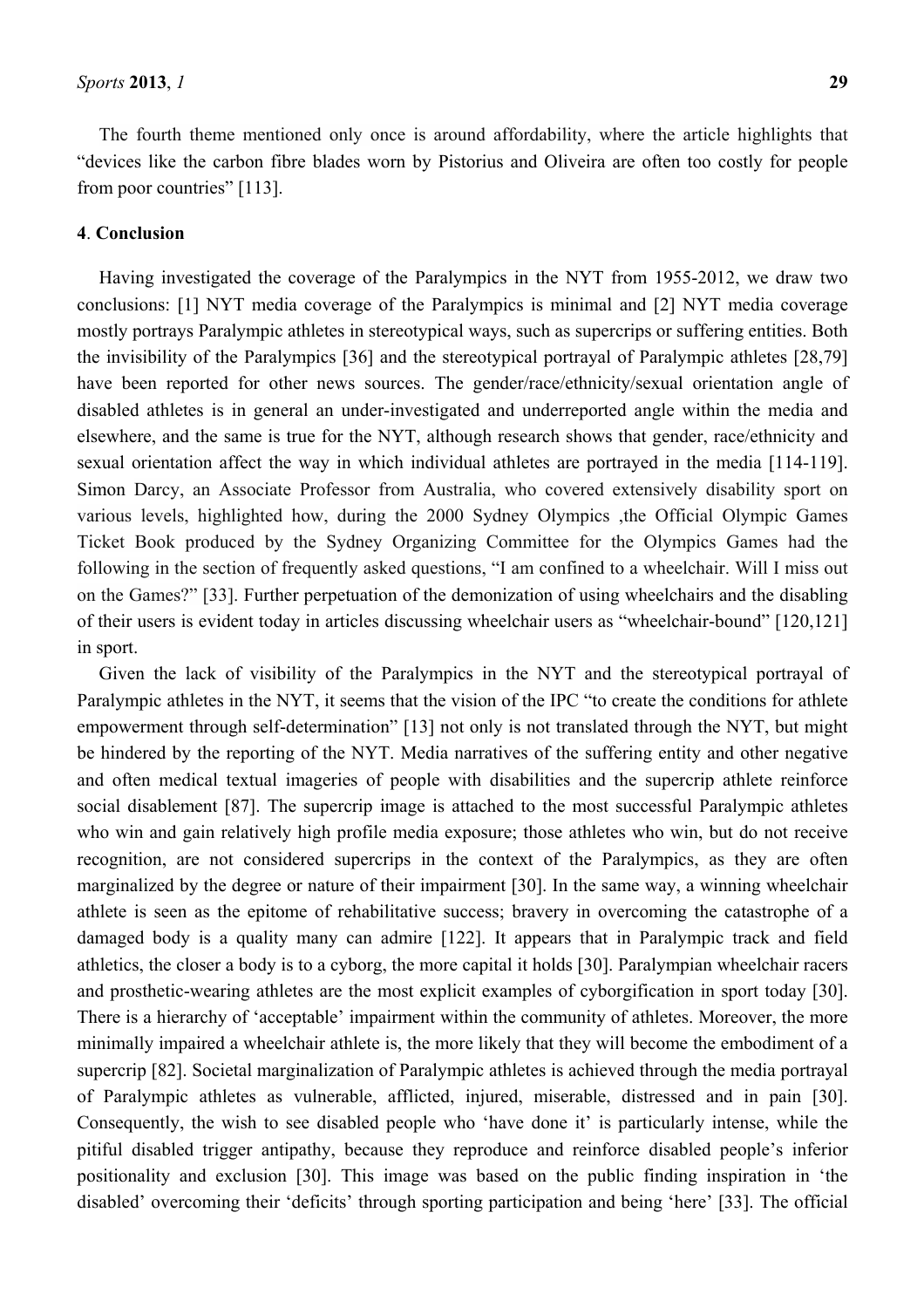The fourth theme mentioned only once is around affordability, where the article highlights that "devices like the carbon fibre blades worn by Pistorius and Oliveira are often too costly for people from poor countries" [113].

## 4. Conclusion

Having investigated the coverage of the Paralympics in the NYT from 1955-2012, we draw two conclusions: [1] NYT media coverage of the Paralympics is minimal and [2] NYT media coverage mostly portrays Paralympic athletes in stereotypical ways, such as supercrips or suffering entities. Both the invisibility of the Paralympics [36] and the stereotypical portrayal of Paralympic athletes [28,79] have been reported for other news sources. The gender/race/ethnicity/sexual orientation angle of disabled athletes is in general an under-investigated and underreported angle within the media and elsewhere, and the same is true for the NYT, although research shows that gender, race/ethnicity and sexual orientation affect the way in which individual athletes are portrayed in the media [114-119]. Simon Darcy, an Associate Professor from Australia, who covered extensively disability sport on various levels, highlighted how, during the 2000 Sydney Olympics ,the Official Olympic Games Ticket Book produced by the Sydney Organizing Committee for the Olympics Games had the following in the section of frequently asked questions, "I am confined to a wheelchair. Will I miss out on the Games?" [33]. Further perpetuation of the demonization of using wheelchairs and the disabling of their users is evident today in articles discussing wheelchair users as "wheelchair-bound" [120,121] in sport.

Given the lack of visibility of the Paralympics in the NYT and the stereotypical portrayal of Paralympic athletes in the NYT, it seems that the vision of the IPC "to create the conditions for athlete empowerment through self-determination" [13] not only is not translated through the NYT, but might be hindered by the reporting of the NYT. Media narratives of the suffering entity and other negative and often medical textual imageries of people with disabilities and the supercrip athlete reinforce social disablement [87]. The supercrip image is attached to the most successful Paralympic athletes who win and gain relatively high profile media exposure; those athletes who win, but do not receive recognition, are not considered supercrips in the context of the Paralympics, as they are often marginalized by the degree or nature of their impairment [30]. In the same way, a winning wheelchair athlete is seen as the epitome of rehabilitative success; bravery in overcoming the catastrophe of a damaged body is a quality many can admire [122]. It appears that in Paralympic track and field athletics, the closer a body is to a cyborg, the more capital it holds [30]. Paralympian wheelchair racers and prosthetic-wearing athletes are the most explicit examples of cyborgification in sport today [30]. There is a hierarchy of 'acceptable' impairment within the community of athletes. Moreover, the more minimally impaired a wheelchair athlete is, the more likely that they will become the embodiment of a supercrip [82]. Societal marginalization of Paralympic athletes is achieved through the media portrayal of Paralympic athletes as vulnerable, afflicted, injured, miserable, distressed and in pain [30]. Consequently, the wish to see disabled people who 'have done it' is particularly intense, while the pitiful disabled trigger antipathy, because they reproduce and reinforce disabled people's inferior positionality and exclusion [30]. This image was based on the public finding inspiration in 'the disabled' overcoming their 'deficits' through sporting participation and being 'here' [33]. The official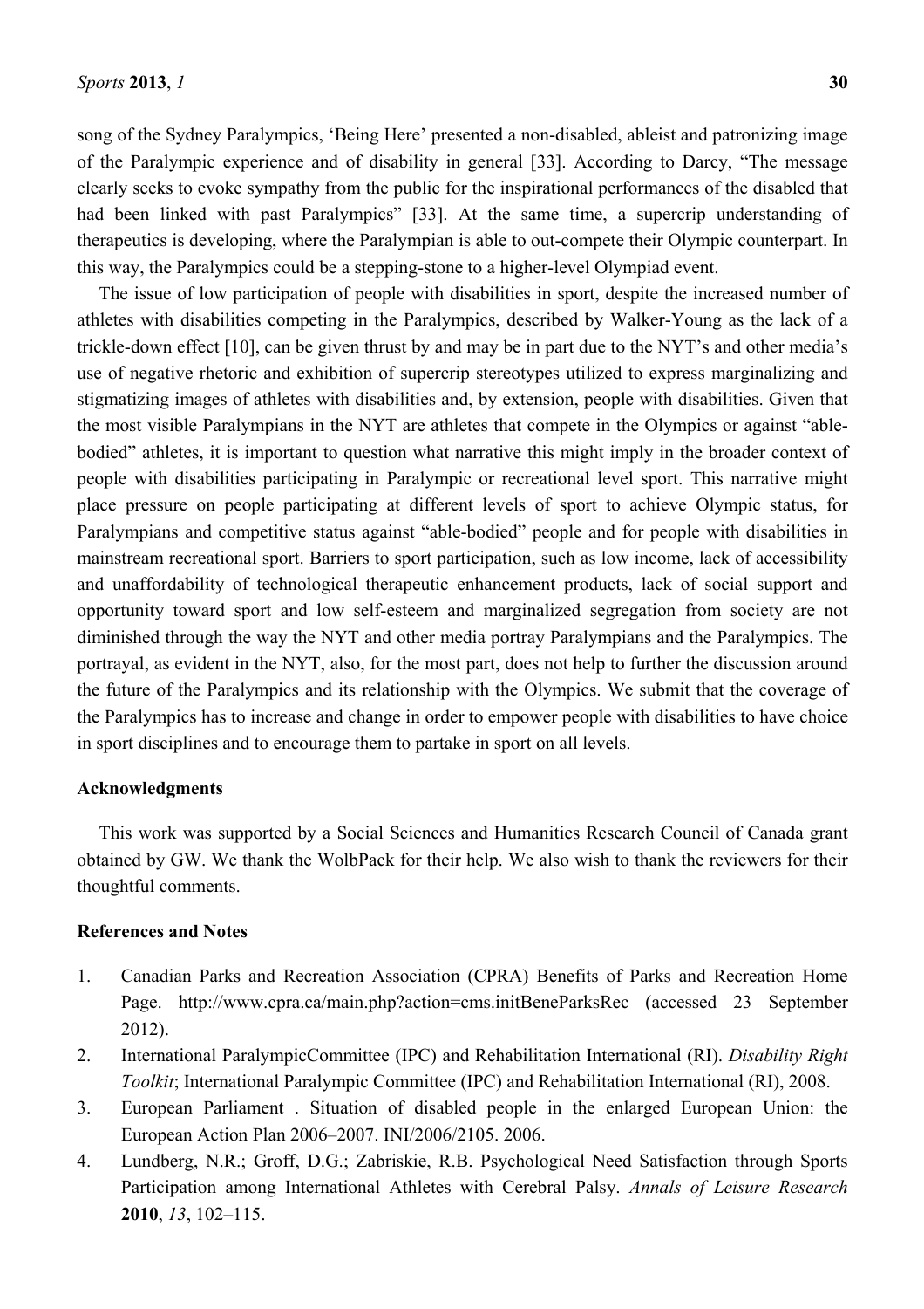song of the Sydney Paralympics, 'Being Here' presented a non-disabled, ableist and patronizing image of the Paralympic experience and of disability in general [33]. According to Darcy, "The message clearly seeks to evoke sympathy from the public for the inspirational performances of the disabled that had been linked with past Paralympics" [33]. At the same time, a supercrip understanding of therapeutics is developing, where the Paralympian is able to out-compete their Olympic counterpart. In this way, the Paralympics could be a stepping-stone to a higher-level Olympiad event.

The issue of low participation of people with disabilities in sport, despite the increased number of athletes with disabilities competing in the Paralympics, described by Walker-Young as the lack of a trickle-down effect [10], can be given thrust by and may be in part due to the NYT's and other media's use of negative rhetoric and exhibition of supercrip stereotypes utilized to express marginalizing and stigmatizing images of athletes with disabilities and, by extension, people with disabilities. Given that the most visible Paralympians in the NYT are athletes that compete in the Olympics or against "able-bodied" athletes, it is important to question what narrative this might imply in the broader context of people with disabilities participating in Paralympic or recreational level sport. This narrative might place pressure on people participating at different levels of sport to achieve Olympic status, for Paralympians and competitive status against "able-bodied" people and for people with disabilities in mainstream recreational sport. Barriers to sport participation, such as low income, lack of accessibility and unaffordability of technological therapeutic enhancement products, lack of social support and opportunity toward sport and low self-esteem and marginalized segregation from society are not diminished through the way the NYT and other media portray Paralympians and the Paralympics. The portrayal, as evident in the NYT, also, for the most part, does not help to further the discussion around the future of the Paralympics and its relationship with the Olympics. We submit that the coverage of the Paralympics has to increase and change in order to empower people with disabilities to have choice in sport disciplines and to encourage them to partake in sport on all levels.

## Acknowledgments

This work was supported by a Social Sciences and Humanities Research Council of Canada grant obtained by GW. We thank the WolbPack for their help. We also wish to thank the reviewers for their thoughtful comments.

## References and Notes

1. Canadian Parks and Recreation Association (CPRA) Benefits of Parks and Recreation Home Page. http://www.cpra.ca/main.php?action=cms.initBeneParksRec (accessed 23 September 2012).
2. International ParalympicCommittee (IPC) and Rehabilitation International (RI). *Disability Right Toolkit*; International Paralympic Committee (IPC) and Rehabilitation International (RI), 2008.
3. European Parliament . Situation of disabled people in the enlarged European Union: the European Action Plan 2006–2007. INI/2006/2105. 2006.
4. Lundberg, N.R.; Groff, D.G.; Zabriskie, R.B. Psychological Need Satisfaction through Sports Participation among International Athletes with Cerebral Palsy. *Annals of Leisure Research* **2010**, *13*, 102–115.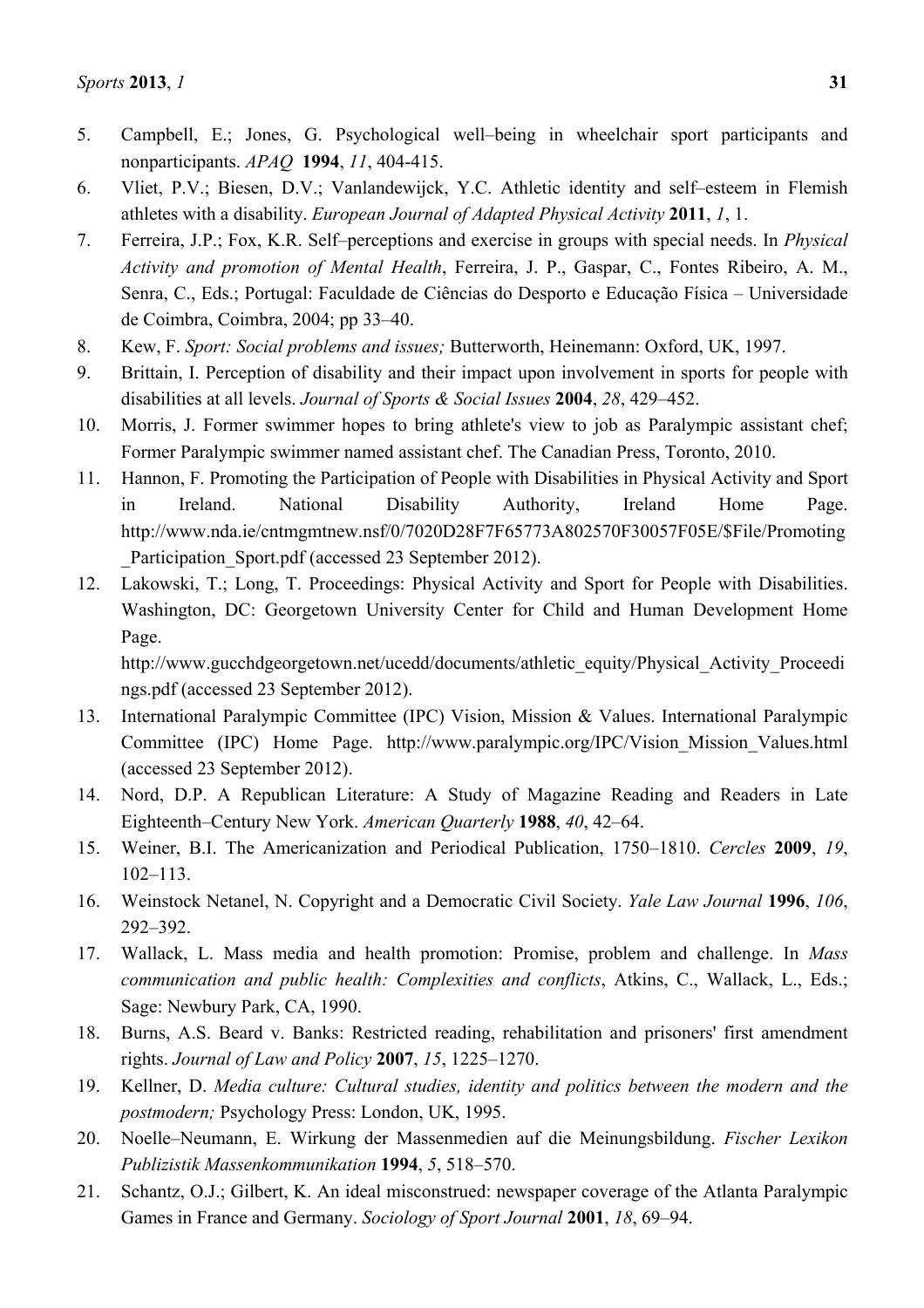5. Campbell, E.; Jones, G. Psychological well–being in wheelchair sport participants and nonparticipants. *APAQ* **1994**, *11*, 404-415.
6. Vliet, P.V.; Biesen, D.V.; Vanlandewijck, Y.C. Athletic identity and self–esteem in Flemish athletes with a disability. *European Journal of Adapted Physical Activity* **2011**, *1*, 1.
7. Ferreira, J.P.; Fox, K.R. Self–perceptions and exercise in groups with special needs. In *Physical Activity and promotion of Mental Health*, Ferreira, J. P., Gaspar, C., Fontes Ribeiro, A. M., Senra, C., Eds.; Portugal: Faculdade de Ciências do Desporto e Educação Física – Universidade de Coimbra, Coimbra, 2004; pp 33–40.
8. Kew, F. *Sport: Social problems and issues;* Butterworth, Heinemann: Oxford, UK, 1997.
9. Brittain, I. Perception of disability and their impact upon involvement in sports for people with disabilities at all levels. *Journal of Sports & Social Issues* **2004**, *28*, 429–452.
10. Morris, J. Former swimmer hopes to bring athlete's view to job as Paralympic assistant chef; Former Paralympic swimmer named assistant chef. The Canadian Press, Toronto, 2010.
11. Hannon, F. Promoting the Participation of People with Disabilities in Physical Activity and Sport in Ireland. National Disability Authority, Ireland Home Page. http://www.nda.ie/cntmgmtnew.nsf/0/7020D28F7F65773A802570F30057F05E/$File/Promoting_Participation_Sport.pdf (accessed 23 September 2012).
12. Lakowski, T.; Long, T. Proceedings: Physical Activity and Sport for People with Disabilities. Washington, DC: Georgetown University Center for Child and Human Development Home Page. http://www.gucchdgeorgetown.net/ucedd/documents/athletic_equity/Physical_Activity_Proceedings.pdf (accessed 23 September 2012).
13. International Paralympic Committee (IPC) Vision, Mission & Values. International Paralympic Committee (IPC) Home Page. http://www.paralympic.org/IPC/Vision_Mission_Values.html (accessed 23 September 2012).
14. Nord, D.P. A Republican Literature: A Study of Magazine Reading and Readers in Late Eighteenth–Century New York. *American Quarterly* **1988**, *40*, 42–64.
15. Weiner, B.I. The Americanization and Periodical Publication, 1750–1810. *Cercles* **2009**, *19*, 102–113.
16. Weinstock Netanel, N. Copyright and a Democratic Civil Society. *Yale Law Journal* **1996**, *106*, 292–392.
17. Wallack, L. Mass media and health promotion: Promise, problem and challenge. In *Mass communication and public health: Complexities and conflicts*, Atkins, C., Wallack, L., Eds.; Sage: Newbury Park, CA, 1990.
18. Burns, A.S. Beard v. Banks: Restricted reading, rehabilitation and prisoners' first amendment rights. *Journal of Law and Policy* **2007**, *15*, 1225–1270.
19. Kellner, D. *Media culture: Cultural studies, identity and politics between the modern and the postmodern;* Psychology Press: London, UK, 1995.
20. Noelle–Neumann, E. Wirkung der Massenmedien auf die Meinungsbildung. *Fischer Lexikon Publizistik Massenkommunikation* **1994**, *5*, 518–570.
21. Schantz, O.J.; Gilbert, K. An ideal misconstrued: newspaper coverage of the Atlanta Paralympic Games in France and Germany. *Sociology of Sport Journal* **2001**, *18*, 69–94.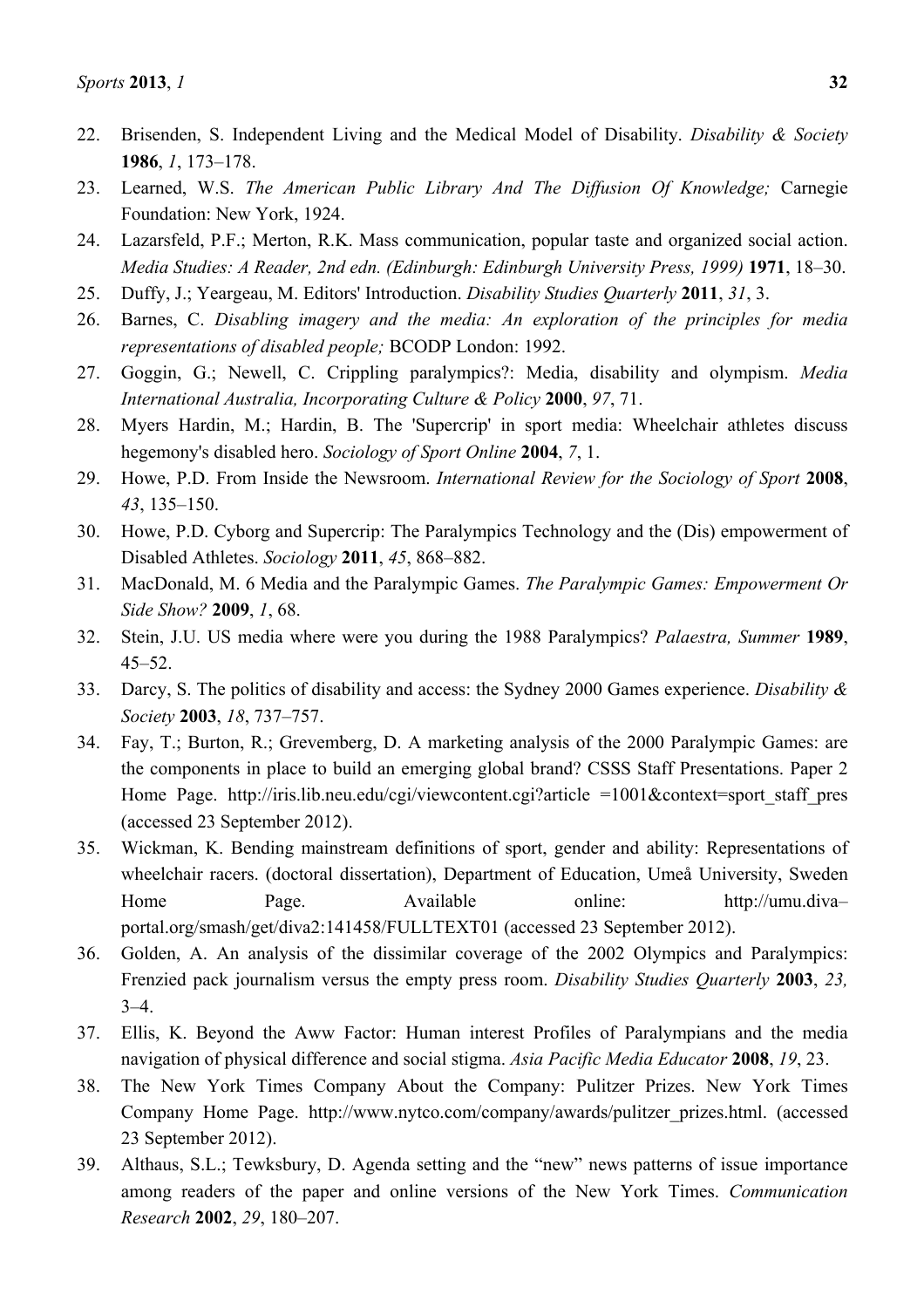22. Brisenden, S. Independent Living and the Medical Model of Disability. *Disability & Society* **1986**, *1*, 173–178.
23. Learned, W.S. *The American Public Library And The Diffusion Of Knowledge;* Carnegie Foundation: New York, 1924.
24. Lazarsfeld, P.F.; Merton, R.K. Mass communication, popular taste and organized social action. *Media Studies: A Reader, 2nd edn. (Edinburgh: Edinburgh University Press, 1999)* **1971**, 18–30.
25. Duffy, J.; Yeargeau, M. Editors' Introduction. *Disability Studies Quarterly* **2011**, *31*, 3.
26. Barnes, C. *Disabling imagery and the media: An exploration of the principles for media representations of disabled people;* BCODP London: 1992.
27. Goggin, G.; Newell, C. Crippling paralympics?: Media, disability and olympism. *Media International Australia, Incorporating Culture & Policy* **2000**, *97*, 71.
28. Myers Hardin, M.; Hardin, B. The 'Supercrip' in sport media: Wheelchair athletes discuss hegemony's disabled hero. *Sociology of Sport Online* **2004**, *7*, 1.
29. Howe, P.D. From Inside the Newsroom. *International Review for the Sociology of Sport* **2008**, *43*, 135–150.
30. Howe, P.D. Cyborg and Supercrip: The Paralympics Technology and the (Dis) empowerment of Disabled Athletes. *Sociology* **2011**, *45*, 868–882.
31. MacDonald, M. 6 Media and the Paralympic Games. *The Paralympic Games: Empowerment Or Side Show?* **2009**, *1*, 68.
32. Stein, J.U. US media where were you during the 1988 Paralympics? *Palaestra, Summer* **1989**, 45–52.
33. Darcy, S. The politics of disability and access: the Sydney 2000 Games experience. *Disability & Society* **2003**, *18*, 737–757.
34. Fay, T.; Burton, R.; Grevemberg, D. A marketing analysis of the 2000 Paralympic Games: are the components in place to build an emerging global brand? CSSS Staff Presentations. Paper 2 Home Page. http://iris.lib.neu.edu/cgi/viewcontent.cgi?article =1001&context=sport_staff_pres (accessed 23 September 2012).
35. Wickman, K. Bending mainstream definitions of sport, gender and ability: Representations of wheelchair racers. (doctoral dissertation), Department of Education, Umeå University, Sweden Home Page. Available online: http://umu.diva–portal.org/smash/get/diva2:141458/FULLTEXT01 (accessed 23 September 2012).
36. Golden, A. An analysis of the dissimilar coverage of the 2002 Olympics and Paralympics: Frenzied pack journalism versus the empty press room. *Disability Studies Quarterly* **2003**, *23,* 3–4.
37. Ellis, K. Beyond the Aww Factor: Human interest Profiles of Paralympians and the media navigation of physical difference and social stigma. *Asia Pacific Media Educator* **2008**, *19*, 23.
38. The New York Times Company About the Company: Pulitzer Prizes. New York Times Company Home Page. http://www.nytco.com/company/awards/pulitzer_prizes.html. (accessed 23 September 2012).
39. Althaus, S.L.; Tewksbury, D. Agenda setting and the "new" news patterns of issue importance among readers of the paper and online versions of the New York Times. *Communication Research* **2002**, *29*, 180–207.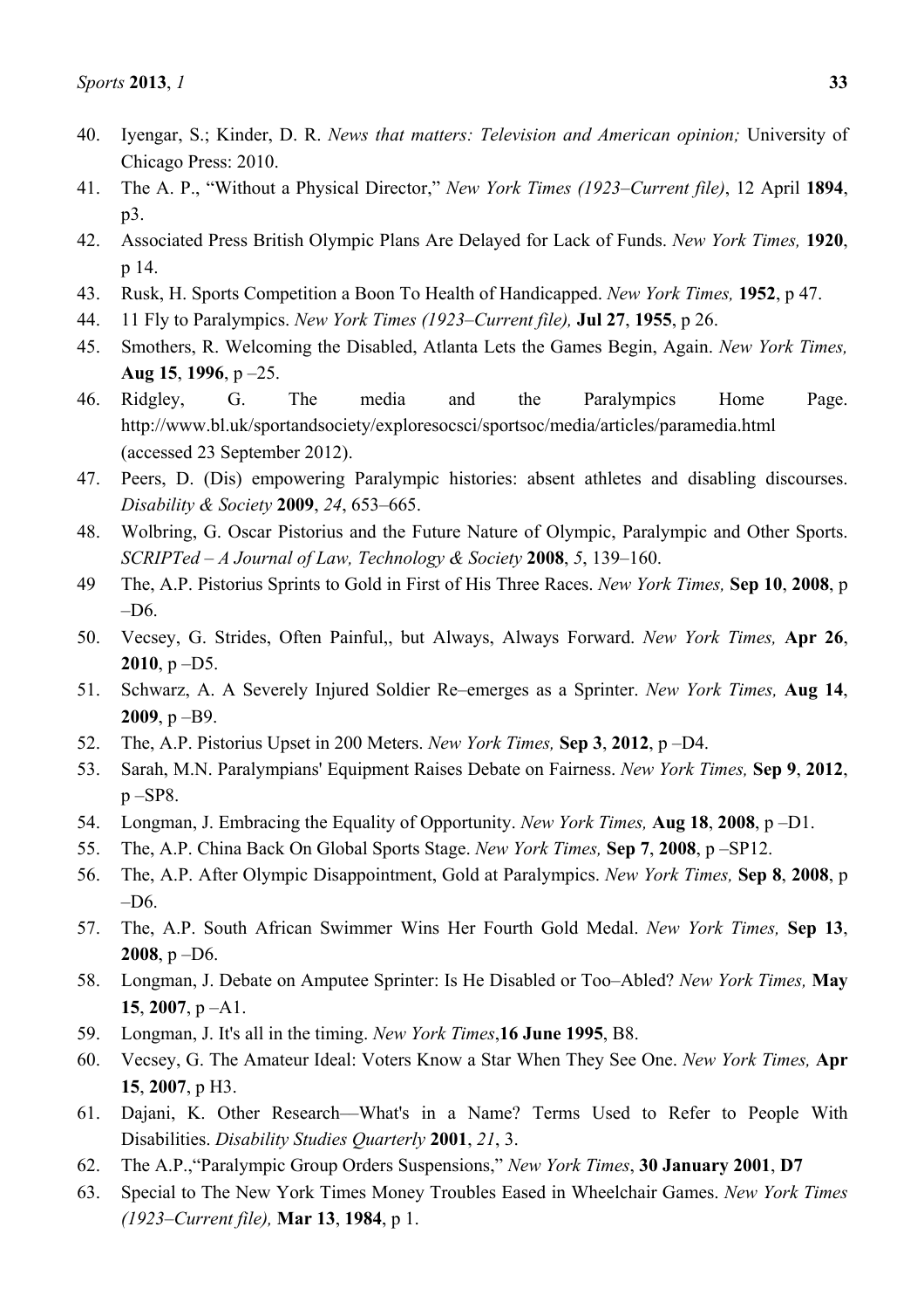40. Iyengar, S.; Kinder, D. R. *News that matters: Television and American opinion;* University of Chicago Press: 2010.
41. The A. P., "Without a Physical Director," *New York Times (1923–Current file)*, 12 April **1894**, p3.
42. Associated Press British Olympic Plans Are Delayed for Lack of Funds. *New York Times,* **1920**, p 14.
43. Rusk, H. Sports Competition a Boon To Health of Handicapped. *New York Times,* **1952**, p 47.
44. 11 Fly to Paralympics. *New York Times (1923–Current file),* **Jul 27**, **1955**, p 26.
45. Smothers, R. Welcoming the Disabled, Atlanta Lets the Games Begin, Again. *New York Times,* **Aug 15**, **1996**, p –25.
46. Ridgley, G. The media and the Paralympics Home Page. http://www.bl.uk/sportandsociety/exploresocsci/sportsoc/media/articles/paramedia.html (accessed 23 September 2012).
47. Peers, D. (Dis) empowering Paralympic histories: absent athletes and disabling discourses. *Disability & Society* **2009**, *24*, 653–665.
48. Wolbring, G. Oscar Pistorius and the Future Nature of Olympic, Paralympic and Other Sports. *SCRIPTed – A Journal of Law, Technology & Society* **2008**, *5*, 139–160.
49 The, A.P. Pistorius Sprints to Gold in First of His Three Races. *New York Times,* **Sep 10**, **2008**, p –D6.
50. Vecsey, G. Strides, Often Painful,, but Always, Always Forward. *New York Times,* **Apr 26**, **2010**, p –D5.
51. Schwarz, A. A Severely Injured Soldier Re–emerges as a Sprinter. *New York Times,* **Aug 14**, **2009**, p –B9.
52. The, A.P. Pistorius Upset in 200 Meters. *New York Times,* **Sep 3**, **2012**, p –D4.
53. Sarah, M.N. Paralympians' Equipment Raises Debate on Fairness. *New York Times,* **Sep 9**, **2012**, p –SP8.
54. Longman, J. Embracing the Equality of Opportunity. *New York Times,* **Aug 18**, **2008**, p –D1.
55. The, A.P. China Back On Global Sports Stage. *New York Times,* **Sep 7**, **2008**, p –SP12.
56. The, A.P. After Olympic Disappointment, Gold at Paralympics. *New York Times,* **Sep 8**, **2008**, p –D6.
57. The, A.P. South African Swimmer Wins Her Fourth Gold Medal. *New York Times,* **Sep 13**, **2008**, p –D6.
58. Longman, J. Debate on Amputee Sprinter: Is He Disabled or Too–Abled? *New York Times,* **May 15**, **2007**, p –A1.
59. Longman, J. It's all in the timing. *New York Times*,**16 June 1995**, B8.
60. Vecsey, G. The Amateur Ideal: Voters Know a Star When They See One. *New York Times,* **Apr 15**, **2007**, p H3.
61. Dajani, K. Other Research—What's in a Name? Terms Used to Refer to People With Disabilities. *Disability Studies Quarterly* **2001**, *21*, 3.
62. The A.P.,"Paralympic Group Orders Suspensions," *New York Times*, **30 January 2001**, **D7**
63. Special to The New York Times Money Troubles Eased in Wheelchair Games. *New York Times (1923–Current file),* **Mar 13**, **1984**, p 1.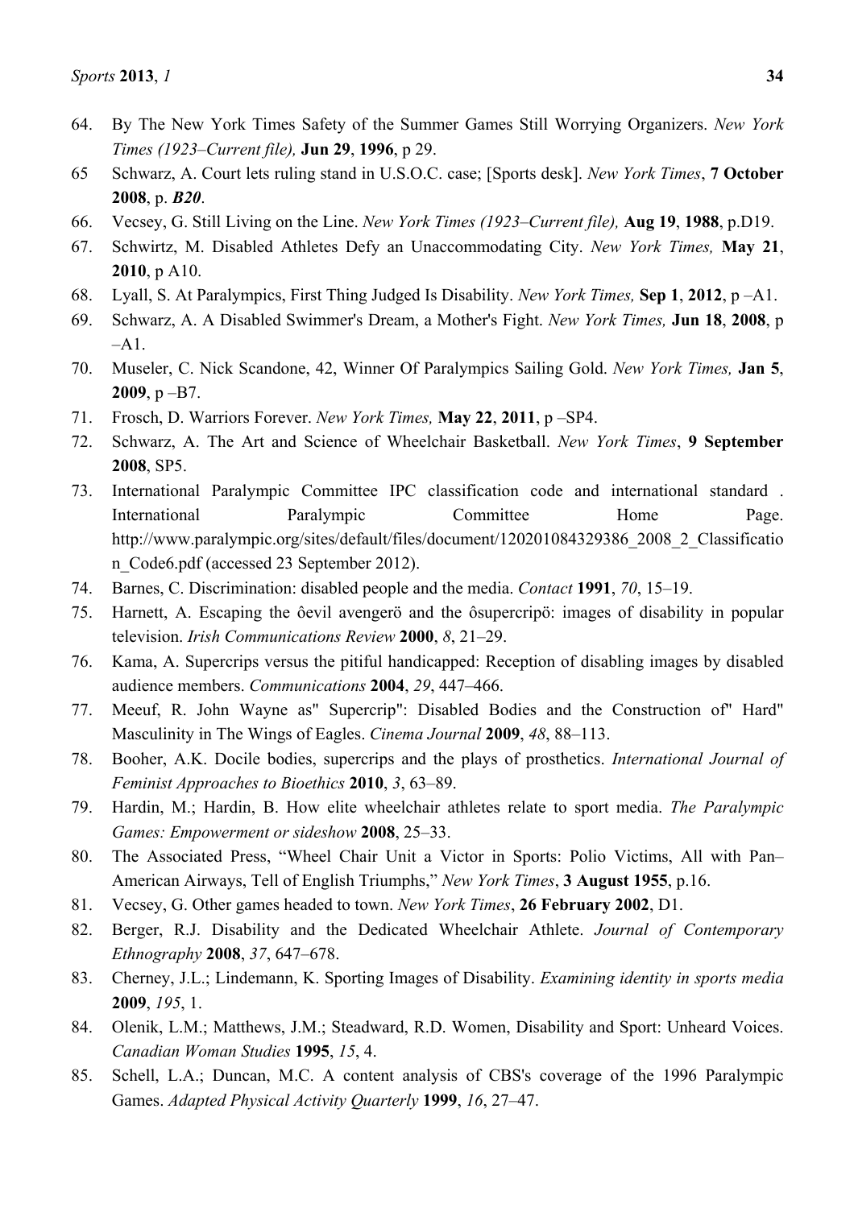64. By The New York Times Safety of the Summer Games Still Worrying Organizers. *New York Times (1923–Current file),* **Jun 29**, **1996**, p 29.
65 Schwarz, A. Court lets ruling stand in U.S.O.C. case; [Sports desk]. *New York Times*, **7 October 2008**, p. ***B20***.
66. Vecsey, G. Still Living on the Line. *New York Times (1923–Current file),* **Aug 19**, **1988**, p.D19.
67. Schwirtz, M. Disabled Athletes Defy an Unaccommodating City. *New York Times,* **May 21**, **2010**, p A10.
68. Lyall, S. At Paralympics, First Thing Judged Is Disability. *New York Times,* **Sep 1**, **2012**, p –A1.
69. Schwarz, A. A Disabled Swimmer's Dream, a Mother's Fight. *New York Times,* **Jun 18**, **2008**, p –A1.
70. Museler, C. Nick Scandone, 42, Winner Of Paralympics Sailing Gold. *New York Times,* **Jan 5**, **2009**, p –B7.
71. Frosch, D. Warriors Forever. *New York Times,* **May 22**, **2011**, p –SP4.
72. Schwarz, A. The Art and Science of Wheelchair Basketball. *New York Times*, **9 September 2008**, SP5.
73. International Paralympic Committee IPC classification code and international standard . International Paralympic Committee Home Page. http://www.paralympic.org/sites/default/files/document/120201084329386_2008_2_Classification_Code6.pdf (accessed 23 September 2012).
74. Barnes, C. Discrimination: disabled people and the media. *Contact* **1991**, *70*, 15–19.
75. Harnett, A. Escaping the ôevil avengerö and the ôsupercripö: images of disability in popular television. *Irish Communications Review* **2000**, *8*, 21–29.
76. Kama, A. Supercrips versus the pitiful handicapped: Reception of disabling images by disabled audience members. *Communications* **2004**, *29*, 447–466.
77. Meeuf, R. John Wayne as" Supercrip": Disabled Bodies and the Construction of" Hard" Masculinity in The Wings of Eagles. *Cinema Journal* **2009**, *48*, 88–113.
78. Booher, A.K. Docile bodies, supercrips and the plays of prosthetics. *International Journal of Feminist Approaches to Bioethics* **2010**, *3*, 63–89.
79. Hardin, M.; Hardin, B. How elite wheelchair athletes relate to sport media. *The Paralympic Games: Empowerment or sideshow* **2008**, 25–33.
80. The Associated Press, "Wheel Chair Unit a Victor in Sports: Polio Victims, All with Pan–American Airways, Tell of English Triumphs," *New York Times*, **3 August 1955**, p.16.
81. Vecsey, G. Other games headed to town. *New York Times*, **26 February 2002**, D1.
82. Berger, R.J. Disability and the Dedicated Wheelchair Athlete. *Journal of Contemporary Ethnography* **2008**, *37*, 647–678.
83. Cherney, J.L.; Lindemann, K. Sporting Images of Disability. *Examining identity in sports media* **2009**, *195*, 1.
84. Olenik, L.M.; Matthews, J.M.; Steadward, R.D. Women, Disability and Sport: Unheard Voices. *Canadian Woman Studies* **1995**, *15*, 4.
85. Schell, L.A.; Duncan, M.C. A content analysis of CBS's coverage of the 1996 Paralympic Games. *Adapted Physical Activity Quarterly* **1999**, *16*, 27–47.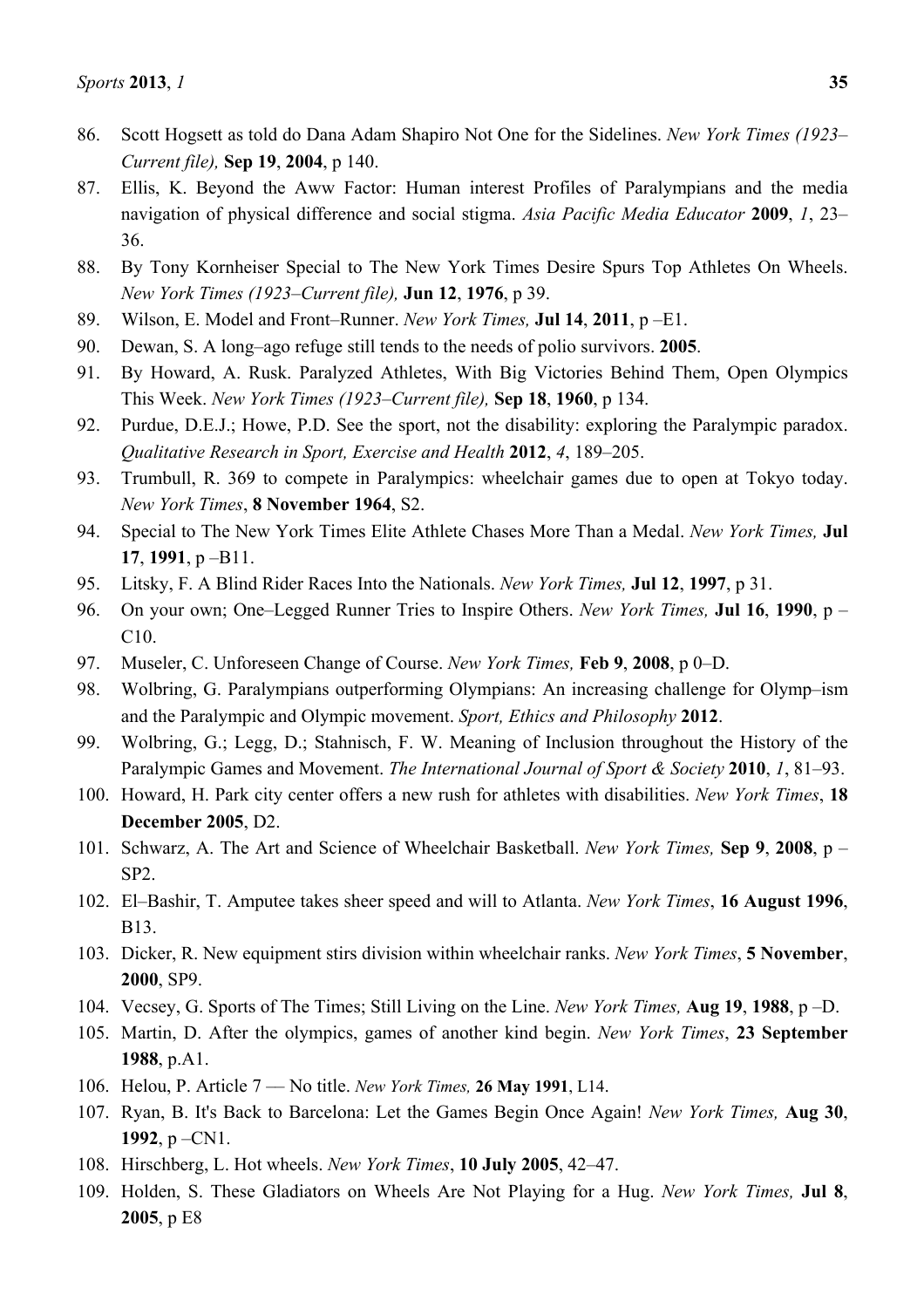86. Scott Hogsett as told do Dana Adam Shapiro Not One for the Sidelines. *New York Times (1923–Current file),* **Sep 19**, **2004**, p 140.
87. Ellis, K. Beyond the Aww Factor: Human interest Profiles of Paralympians and the media navigation of physical difference and social stigma. *Asia Pacific Media Educator* **2009**, *1*, 23–36.
88. By Tony Kornheiser Special to The New York Times Desire Spurs Top Athletes On Wheels. *New York Times (1923–Current file),* **Jun 12**, **1976**, p 39.
89. Wilson, E. Model and Front–Runner. *New York Times,* **Jul 14**, **2011**, p –E1.
90. Dewan, S. A long–ago refuge still tends to the needs of polio survivors. **2005**.
91. By Howard, A. Rusk. Paralyzed Athletes, With Big Victories Behind Them, Open Olympics This Week. *New York Times (1923–Current file),* **Sep 18**, **1960**, p 134.
92. Purdue, D.E.J.; Howe, P.D. See the sport, not the disability: exploring the Paralympic paradox. *Qualitative Research in Sport, Exercise and Health* **2012**, *4*, 189–205.
93. Trumbull, R. 369 to compete in Paralympics: wheelchair games due to open at Tokyo today. *New York Times*, **8 November 1964**, S2.
94. Special to The New York Times Elite Athlete Chases More Than a Medal. *New York Times,* **Jul 17**, **1991**, p –B11.
95. Litsky, F. A Blind Rider Races Into the Nationals. *New York Times,* **Jul 12**, **1997**, p 31.
96. On your own; One–Legged Runner Tries to Inspire Others. *New York Times,* **Jul 16**, **1990**, p –C10.
97. Museler, C. Unforeseen Change of Course. *New York Times,* **Feb 9**, **2008**, p 0–D.
98. Wolbring, G. Paralympians outperforming Olympians: An increasing challenge for Olymp–ism and the Paralympic and Olympic movement. *Sport, Ethics and Philosophy* **2012**.
99. Wolbring, G.; Legg, D.; Stahnisch, F. W. Meaning of Inclusion throughout the History of the Paralympic Games and Movement. *The International Journal of Sport & Society* **2010**, *1*, 81–93.
100. Howard, H. Park city center offers a new rush for athletes with disabilities. *New York Times*, **18 December 2005**, D2.
101. Schwarz, A. The Art and Science of Wheelchair Basketball. *New York Times,* **Sep 9**, **2008**, p –SP2.
102. El–Bashir, T. Amputee takes sheer speed and will to Atlanta. *New York Times*, **16 August 1996**, B13.
103. Dicker, R. New equipment stirs division within wheelchair ranks. *New York Times*, **5 November**, **2000**, SP9.
104. Vecsey, G. Sports of The Times; Still Living on the Line. *New York Times,* **Aug 19**, **1988**, p –D.
105. Martin, D. After the olympics, games of another kind begin. *New York Times*, **23 September 1988**, p.A1.
106. Helou, P. Article 7 — No title. *New York Times,* **26 May 1991**, L14.
107. Ryan, B. It's Back to Barcelona: Let the Games Begin Once Again! *New York Times,* **Aug 30**, **1992**, p –CN1.
108. Hirschberg, L. Hot wheels. *New York Times*, **10 July 2005**, 42–47.
109. Holden, S. These Gladiators on Wheels Are Not Playing for a Hug. *New York Times,* **Jul 8**, **2005**, p E8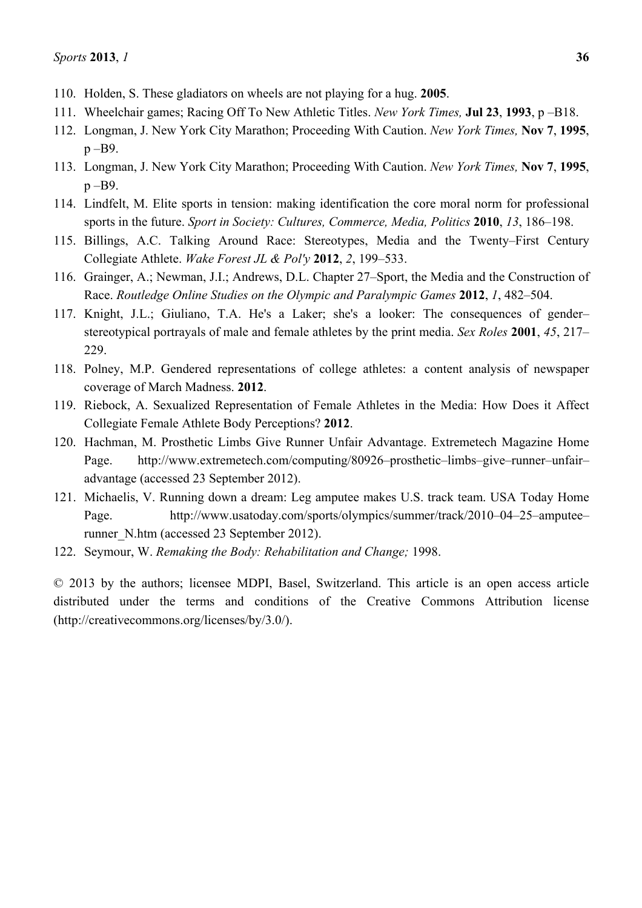110. Holden, S. These gladiators on wheels are not playing for a hug. **2005**.
111. Wheelchair games; Racing Off To New Athletic Titles. *New York Times,* **Jul 23**, **1993**, p –B18.
112. Longman, J. New York City Marathon; Proceeding With Caution. *New York Times,* **Nov 7**, **1995**, p –B9.
113. Longman, J. New York City Marathon; Proceeding With Caution. *New York Times,* **Nov 7**, **1995**, p –B9.
114. Lindfelt, M. Elite sports in tension: making identification the core moral norm for professional sports in the future. *Sport in Society: Cultures, Commerce, Media, Politics* **2010**, *13*, 186–198.
115. Billings, A.C. Talking Around Race: Stereotypes, Media and the Twenty–First Century Collegiate Athlete. *Wake Forest JL & Pol'y* **2012**, *2*, 199–533.
116. Grainger, A.; Newman, J.I.; Andrews, D.L. Chapter 27–Sport, the Media and the Construction of Race. *Routledge Online Studies on the Olympic and Paralympic Games* **2012**, *1*, 482–504.
117. Knight, J.L.; Giuliano, T.A. He's a Laker; she's a looker: The consequences of gender–stereotypical portrayals of male and female athletes by the print media. *Sex Roles* **2001**, *45*, 217–229.
118. Polney, M.P. Gendered representations of college athletes: a content analysis of newspaper coverage of March Madness. **2012**.
119. Riebock, A. Sexualized Representation of Female Athletes in the Media: How Does it Affect Collegiate Female Athlete Body Perceptions? **2012**.
120. Hachman, M. Prosthetic Limbs Give Runner Unfair Advantage. Extremetech Magazine Home Page. http://www.extremetech.com/computing/80926–prosthetic–limbs–give–runner–unfair–advantage (accessed 23 September 2012).
121. Michaelis, V. Running down a dream: Leg amputee makes U.S. track team. USA Today Home Page. http://www.usatoday.com/sports/olympics/summer/track/2010–04–25–amputee–runner_N.htm (accessed 23 September 2012).
122. Seymour, W. *Remaking the Body: Rehabilitation and Change;* 1998.

© 2013 by the authors; licensee MDPI, Basel, Switzerland. This article is an open access article distributed under the terms and conditions of the Creative Commons Attribution license (http://creativecommons.org/licenses/by/3.0/).